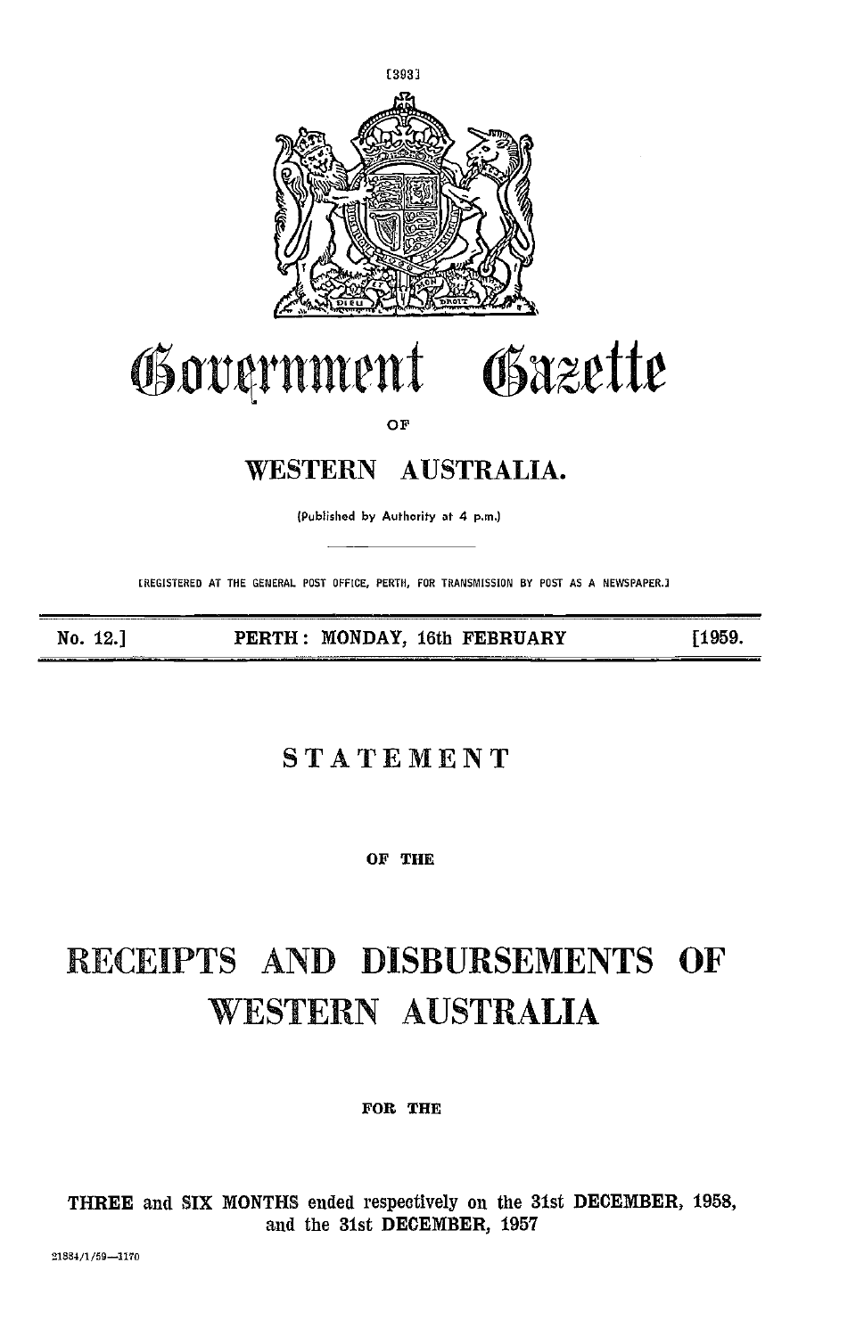# Government Gazette

OF

## WESTERN AUSTRALIA.

(Published by Authority at 4 p.m.)

[REGISTERED AT THE GENERAL POST OFFICE, PERTH, FOR TRANSMISSION BY POST AS A NEWSPAPER.]

| No. 12.] | PERTH: MONDAY, 16th FEBRUARY | [1959. |
|---|---|---|

# STATEMENT

OF THE

# RECEIPTS AND DISBURSEMENTS OF WESTERN AUSTRALIA

FOR THE

THREE and SIX MONTHS ended respectively on the 31st DECEMBER, 1958, and the 31st DECEMBER, 1957

21884/1/59—1170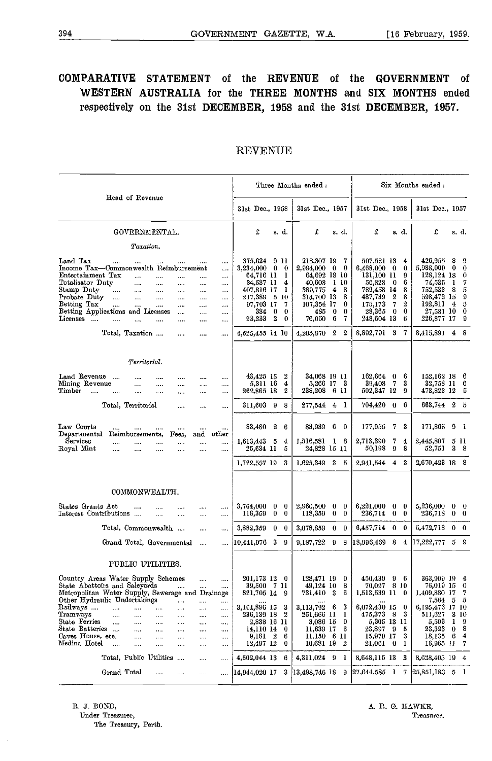# COMPARATIVE STATEMENT of the REVENUE of the GOVERNMENT of WESTERN AUSTRALIA for the THREE MONTHS and SIX MONTHS ended respectively on the 31st DECEMBER, 1958 and the 31st DECEMBER, 1957.

## REVENUE

| Head of Revenue | Three Months ended: | | Six Months ended: | |
|---|---|---|---|---|
| | 31st Dec., 1958 | 31st Dec., 1957 | 31st Dec., 1958 | 31st Dec., 1957 |
| | £ s. d. | £ s. d. | £ s. d. | £ s. d. |
| GOVERNMENTAL. | | | | |
| *Taxation.* | | | | |
| Land Tax | 375,624 9 11 | 218,307 19 7 | 507,521 13 4 | 426,955 8 9 |
| Income Tax—Commonwealth Reimbursement | 3,234,000 0 0 | 2,994,000 0 0 | 6,468,000 0 0 | 5,988,000 0 0 |
| Entertainment Tax | 64,716 11 1 | 64,692 18 10 | 131,100 11 9 | 128,124 18 0 |
| Totalisator Duty | 34,587 11 4 | 40,603 1 10 | 56,828 0 6 | 74,535 1 7 |
| Stamp Duty | 407,816 17 1 | 389,775 4 8 | 789,458 14 8 | 752,532 8 5 |
| Probate Duty | 217,389 5 10 | 314,700 13 8 | 487,739 2 8 | 598,472 15 9 |
| Betting Tax | 97,703 17 7 | 107,354 17 0 | 175,173 7 2 | 192,811 4 5 |
| Betting Applications and Licenses | 384 0 0 | 485 0 0 | 28,365 0 0 | 27,581 10 0 |
| Licenses | 93,233 2 0 | 76,050 6 7 | 248,604 13 6 | 226,877 17 9 |
| Total, Taxation | 4,525,455 14 10 | 4,205,970 2 2 | 8,892,791 3 7 | 8,415,891 4 8 |
| *Territorial.* | | | | |
| Land Revenue | 43,425 15 2 | 34,068 19 11 | 162,664 0 6 | 152,162 18 6 |
| Mining Revenue | 5,311 16 4 | 5,266 17 3 | 39,408 7 3 | 32,758 11 6 |
| Timber | 262,865 18 2 | 238,208 6 11 | 502,347 12 9 | 478,822 12 5 |
| Total, Territorial | 311,603 9 8 | 277,544 4 1 | 704,420 0 6 | 663,744 2 5 |
| Law Courts | 83,480 2 6 | 83,939 6 0 | 177,955 7 3 | 171,865 9 1 |
| Departmental Reimbursements, Fees, and other Services | 1,613,443 5 4 | 1,516,581 1 6 | 2,713,390 7 4 | 2,445,807 5 11 |
| Royal Mint | 25,634 11 5 | 24,828 15 11 | 50,198 9 8 | 52,751 3 8 |
| | 1,722,557 19 3 | 1,625,349 3 5 | 2,941,544 4 3 | 2,670,423 18 8 |
| COMMONWEALTH. | | | | |
| States Grants Act | 3,764,000 0 0 | 2,960,500 0 0 | 6,221,000 0 0 | 5,236,000 0 0 |
| Interest Contributions | 118,359 0 0 | 118,359 0 0 | 236,714 0 0 | 236,718 0 0 |
| Total, Commonwealth | 3,882,359 0 0 | 3,078,859 0 0 | 6,457,714 0 0 | 5,472,718 0 0 |
| Grand Total, Governmental | 10,441,976 3 9 | 9,187,722 9 8 | 18,996,469 8 4 | 17,222,777 5 9 |
| PUBLIC UTILITIES. | | | | |
| Country Areas Water Supply Schemes | 201,173 12 0 | 128,471 19 0 | 450,439 9 6 | 363,909 19 4 |
| State Abattoirs and Saleyards | 39,500 7 11 | 49,124 10 8 | 70,097 8 10 | 76,019 15 0 |
| Metropolitan Water Supply, Sewerage and Drainage | 821,705 14 9 | 731,410 3 6 | 1,513,539 11 0 | 1,409,830 17 7 |
| Other Hydraulic Undertakings | .... | .... | .... | 7,564 5 5 |
| Railways | 3,164,896 15 3 | 3,113,792 6 3 | 6,072,430 15 0 | 6,195,476 17 10 |
| Tramways | 236,139 18 2 | 251,666 11 1 | 475,373 8 3 | 511,627 3 10 |
| State Ferries | 2,838 16 11 | 3,086 15 0 | 5,305 13 11 | 5,503 1 9 |
| State Batteries | 14,110 14 0 | 11,639 17 6 | 23,897 9 5 | 23,323 0 8 |
| Caves House, etc. | 9,181 2 6 | 11,150 6 11 | 15,970 17 3 | 18,135 6 4 |
| Medina Hotel | 12,497 12 0 | 10,681 19 2 | 21,061 0 1 | 16,965 11 7 |
| Total, Public Utilities | 4,502,044 13 6 | 4,311,024 9 1 | 8,648,115 13 3 | 8,628,405 19 4 |
| Grand Total | 14,944,020 17 3 | 13,498,746 18 9 | 27,644,585 1 7 | 25,851,183 5 1 |

R. J. BOND,
Under Treasurer,
The Treasury, Perth.

A. R. G. HAWKE,
Treasurer.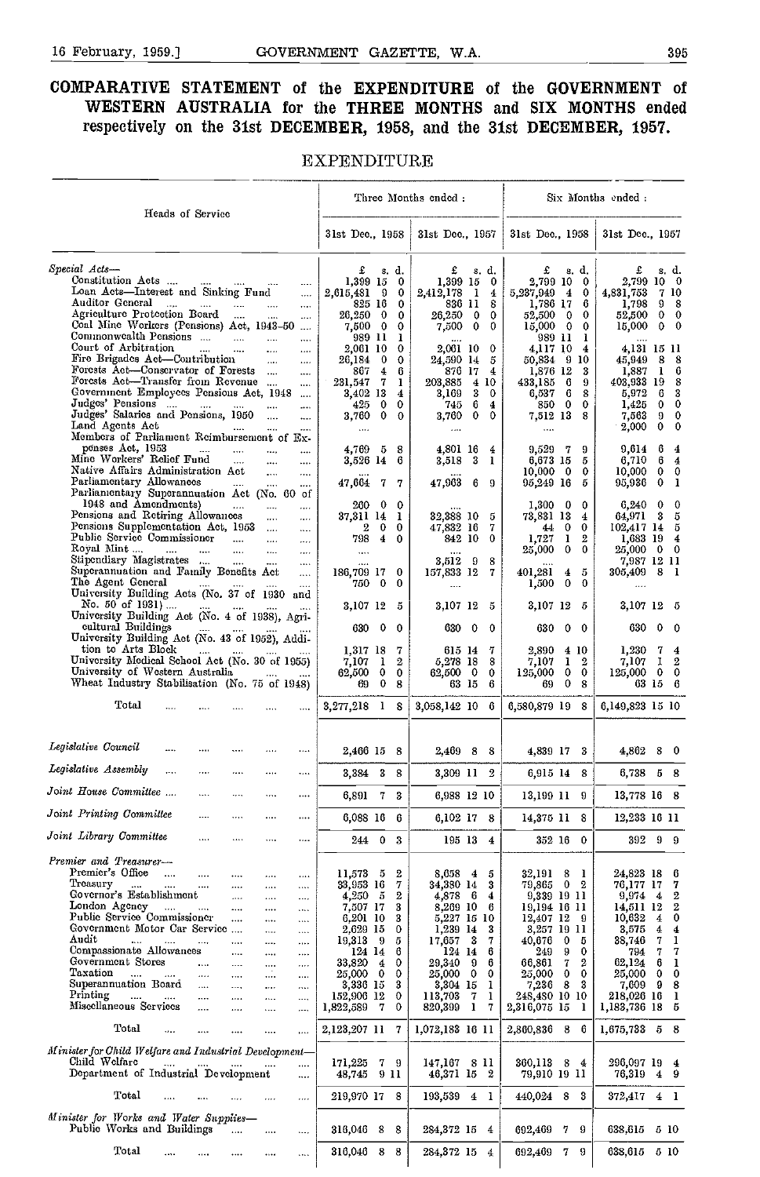# COMPARATIVE STATEMENT of the EXPENDITURE of the GOVERNMENT of WESTERN AUSTRALIA for the THREE MONTHS and SIX MONTHS ended respectively on the 31st DECEMBER, 1958, and the 31st DECEMBER, 1957.

## EXPENDITURE

| Heads of Service | Three Months ended : | | Six Months ended : | |
|---|---|---|---|---|
| | 31st Dec., 1958 | 31st Dec., 1957 | 31st Dec., 1958 | 31st Dec., 1957 |
| | £ s. d. | £ s. d. | £ s. d. | £ s. d. |
| *Special Acts—* | | | | |
| Constitution Acts | 1,399 15 0 | 1,399 15 0 | 2,799 10 0 | 2,799 10 0 |
| Loan Acts—Interest and Sinking Fund | 2,615,481 9 0 | 2,412,178 1 4 | 5,237,949 4 0 | 4,831,753 7 10 |
| Auditor General | 825 16 0 | 836 11 8 | 1,786 17 6 | 1,798 9 8 |
| Agriculture Protection Board | 26,250 0 0 | 26,250 0 0 | 52,500 0 0 | 52,500 0 0 |
| Coal Mine Workers (Pensions) Act, 1943-50 | 7,500 0 0 | 7,500 0 0 | 15,000 0 0 | 15,000 0 0 |
| Commonwealth Pensions | 989 11 1 | .... | 989 11 1 | .... |
| Court of Arbitration | 2,061 10 0 | 2,061 10 0 | 4,117 10 4 | 4,131 15 11 |
| Fire Brigades Act—Contribution | 26,184 0 0 | 24,590 14 5 | 50,834 9 10 | 45,949 8 8 |
| Forests Act—Conservator of Forests | 867 4 6 | 876 17 4 | 1,876 12 3 | 1,887 1 6 |
| Forests Act—Transfer from Revenue | 231,547 7 1 | 203,885 4 10 | 433,185 6 9 | 403,933 19 8 |
| Government Employees Pensions Act, 1948 | 3,402 13 4 | 3,169 3 0 | 6,537 6 8 | 5,972 6 3 |
| Judges' Pensions | 425 0 0 | 745 6 4 | 850 0 0 | 1,425 0 0 |
| Judges' Salaries and Pensions, 1950 | 3,760 0 0 | 3,760 0 0 | 7,512 13 8 | 7,563 9 0 |
| Land Agents Act | .... | .... | .... | 2,000 0 0 |
| Members of Parliament Reimbursement of Expenses Act, 1953 | 4,769 5 8 | 4,801 16 4 | 9,529 7 9 | 9,614 6 4 |
| Mine Workers' Relief Fund | 3,526 14 6 | 3,518 3 1 | 6,673 15 5 | 6,710 6 4 |
| Native Affairs Administration Act | .... | .... | 10,000 0 0 | 10,000 0 0 |
| Parliamentary Allowances | 47,664 7 7 | 47,963 6 9 | 95,249 16 5 | 95,936 0 1 |
| Parliamentary Superannuation Act (No. 60 of 1948 and Amendments) | 260 0 0 | .... | 1,300 0 0 | 6,240 0 0 |
| Pensions and Retiring Allowances | 37,311 14 1 | 32,388 10 5 | 73,831 13 4 | 64,971 3 5 |
| Pensions Supplementation Act, 1953 | 2 0 0 | 47,832 16 7 | 44 0 0 | 102,417 14 5 |
| Public Service Commissioner | 798 4 0 | 842 10 0 | 1,727 1 2 | 1,683 19 4 |
| Royal Mint | .... | .... | 25,000 0 0 | 25,000 0 0 |
| Stipendiary Magistrates | .... | 3,512 9 8 | .... | 7,987 12 11 |
| Superannuation and Family Benefits Act | 186,709 17 0 | 157,833 12 7 | 401,281 4 5 | 305,409 8 1 |
| The Agent General | 750 0 0 | .... | 1,500 0 0 | .... |
| University Building Acts (No. 37 of 1930 and No. 50 of 1931) | 3,107 12 5 | 3,107 12 5 | 3,107 12 5 | 3,107 12 5 |
| University Building Act (No. 4 of 1938), Agricultural Buildings | 630 0 0 | 630 0 0 | 630 0 0 | 630 0 0 |
| University Building Act (No. 43 of 1952), Addition to Arts Block | 1,317 18 7 | 615 14 7 | 2,890 4 10 | 1,230 7 4 |
| University Medical School Act (No. 30 of 1955) | 7,107 1 2 | 5,278 18 8 | 7,107 1 2 | 7,107 1 2 |
| University of Western Australia | 62,500 0 0 | 62,500 0 0 | 125,000 0 0 | 125,000 0 0 |
| Wheat Industry Stabilisation (No. 75 of 1948) | 69 0 8 | 63 15 6 | 69 0 8 | 63 15 6 |
| Total | 3,277,218 1 8 | 3,058,142 10 6 | 6,580,879 19 8 | 6,149,823 15 10 |
| *Legislative Council* | 2,466 15 8 | 2,469 8 8 | 4,839 17 3 | 4,862 8 0 |
| *Legislative Assembly* | 3,384 3 8 | 3,309 11 2 | 6,915 14 8 | 6,738 5 8 |
| *Joint House Committee* | 6,891 7 3 | 6,988 12 10 | 13,199 11 9 | 13,778 16 8 |
| *Joint Printing Committee* | 6,088 16 6 | 6,102 17 8 | 14,375 11 8 | 12,233 16 11 |
| *Joint Library Committee* | 244 0 3 | 195 13 4 | 352 16 0 | 392 9 9 |
| *Premier and Treasurer—* | | | | |
| Premier's Office | 11,573 5 2 | 8,658 4 5 | 32,191 8 1 | 24,823 18 6 |
| Treasury | 33,953 16 7 | 34,330 14 3 | 79,865 0 2 | 76,177 17 7 |
| Governor's Establishment | 4,250 5 2 | 4,878 6 4 | 9,339 19 11 | 9,974 4 2 |
| London Agency | 7,507 17 3 | 8,269 10 6 | 19,194 16 11 | 14,511 12 2 |
| Public Service Commissioner | 6,201 10 3 | 5,227 15 10 | 12,407 12 9 | 10,632 4 0 |
| Government Motor Car Service | 2,629 15 0 | 1,239 14 3 | 3,257 19 11 | 3,575 4 4 |
| Audit | 19,313 9 5 | 17,657 3 7 | 40,676 0 5 | 38,746 7 1 |
| Compassionate Allowances | 124 14 6 | 124 14 6 | 249 9 0 | 794 7 7 |
| Government Stores | 33,820 4 0 | 29,349 9 6 | 66,861 7 2 | 62,124 6 1 |
| Taxation | 25,000 0 0 | 25,000 0 0 | 25,000 0 0 | 25,000 0 0 |
| Superannuation Board | 3,336 15 3 | 3,304 15 1 | 7,236 8 3 | 7,609 9 8 |
| Printing | 152,906 12 0 | 113,703 7 1 | 248,480 10 10 | 218,026 16 1 |
| Miscellaneous Services | 1,822,589 7 0 | 820,399 1 7 | 2,316,075 15 1 | 1,183,736 18 5 |
| Total | 2,123,207 11 7 | 1,072,183 16 11 | 2,860,836 8 6 | 1,675,733 5 8 |
| *Minister for Child Welfare and Industrial Development—* | | | | |
| Child Welfare | 171,225 7 9 | 147,167 8 11 | 360,113 8 4 | 296,097 19 4 |
| Department of Industrial Development | 48,745 9 11 | 46,371 15 2 | 79,910 19 11 | 76,319 4 9 |
| Total | 219,970 17 8 | 193,539 4 1 | 440,024 8 3 | 372,417 4 1 |
| *Minister for Works and Water Supplies—* | | | | |
| Public Works and Buildings | 316,046 8 8 | 284,372 15 4 | 692,469 7 9 | 638,615 5 10 |
| Total | 316,046 8 8 | 284,372 15 4 | 692,469 7 9 | 638,615 5 10 |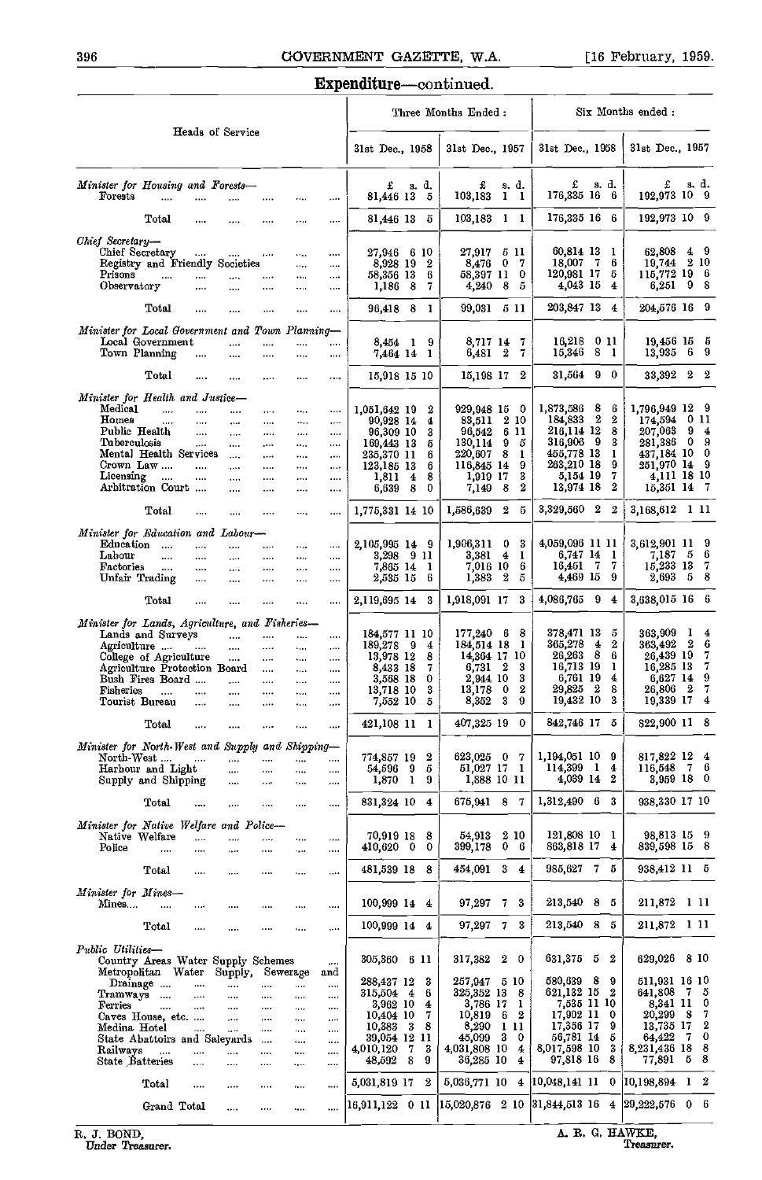## Expenditure—continued.

| Heads of Service | Three Months Ended: | | Six Months ended: | |
|---|---|---|---|---|
| | 31st Dec., 1958 | 31st Dec., 1957 | 31st Dec., 1958 | 31st Dec., 1957 |
| | £ s. d. | £ s. d. | £ s. d. | £ s. d. |
| *Minister for Housing and Forests*— | | | | |
| Forests .... .... .... .... .... | 81,446 13 5 | 103,183 1 1 | 176,335 16 6 | 192,973 10 9 |
| Total .... .... .... .... .... | 81,446 13 5 | 103,183 1 1 | 176,335 16 6 | 192,973 10 9 |
| *Chief Secretary*— | | | | |
| Chief Secretary .... .... .... .... | 27,946 6 10 | 27,917 5 11 | 60,814 13 1 | 62,808 4 9 |
| Registry and Friendly Societies .... .... | 8,928 19 2 | 8,476 0 7 | 18,007 7 6 | 19,744 2 10 |
| Prisons .... .... .... .... .... | 58,356 13 6 | 58,397 11 0 | 120,981 17 5 | 115,772 19 6 |
| Observatory .... .... .... .... | 1,186 8 7 | 4,240 8 5 | 4,043 15 4 | 6,251 9 8 |
| Total .... .... .... .... .... | 96,418 8 1 | 99,031 5 11 | 203,847 13 4 | 204,576 16 9 |
| *Minister for Local Government and Town Planning*— | | | | |
| Local Government .... .... .... .... | 8,454 1 9 | 8,717 14 7 | 16,218 0 11 | 19,456 15 5 |
| Town Planning .... .... .... .... | 7,464 14 1 | 6,481 2 7 | 15,346 8 1 | 13,935 6 9 |
| Total .... .... .... .... .... | 15,918 15 10 | 15,198 17 2 | 31,564 9 0 | 33,392 2 2 |
| *Minister for Health and Justice*— | | | | |
| Medical .... .... .... .... .... | 1,051,642 19 2 | 929,948 15 0 | 1,873,586 8 6 | 1,796,949 12 9 |
| Homes .... .... .... .... .... | 90,928 14 4 | 83,511 2 10 | 184,833 2 2 | 174,594 0 11 |
| Public Health .... .... .... .... | 96,309 10 3 | 96,542 6 11 | 216,114 12 8 | 207,063 9 4 |
| Tuberculosis .... .... .... .... | 169,443 13 5 | 130,114 9 5 | 316,906 9 3 | 281,386 0 9 |
| Mental Health Services .... .... .... | 235,370 11 6 | 220,607 8 1 | 455,778 13 1 | 437,184 10 0 |
| Crown Law .... .... .... .... .... | 123,185 13 6 | 116,845 14 9 | 263,210 18 9 | 251,970 14 9 |
| Licensing .... .... .... .... .... | 1,811 4 8 | 1,919 17 3 | 5,154 19 7 | 4,111 18 10 |
| Arbitration Court .... .... .... .... | 6,639 8 0 | 7,149 8 2 | 13,974 18 2 | 15,351 14 7 |
| Total .... .... .... .... .... | 1,775,331 14 10 | 1,586,639 2 5 | 3,329,560 2 2 | 3,168,612 1 11 |
| *Minister for Education and Labour*— | | | | |
| Education .... .... .... .... .... | 2,105,995 14 9 | 1,906,311 0 3 | 4,059,096 11 11 | 3,612,901 11 9 |
| Labour .... .... .... .... .... | 3,298 9 11 | 3,381 4 1 | 6,747 14 1 | 7,187 5 6 |
| Factories .... .... .... .... .... | 7,865 14 1 | 7,016 10 6 | 16,451 7 7 | 15,233 13 7 |
| Unfair Trading .... .... .... .... | 2,535 15 6 | 1,383 2 5 | 4,469 15 9 | 2,693 5 8 |
| Total .... .... .... .... .... | 2,119,695 14 3 | 1,918,091 17 3 | 4,086,765 9 4 | 3,638,015 16 6 |
| *Minister for Lands, Agriculture, and Fisheries*— | | | | |
| Lands and Surveys .... .... .... .... | 184,577 11 10 | 177,240 6 8 | 378,471 13 5 | 363,909 1 4 |
| Agriculture .... .... .... .... .... | 189,278 9 4 | 184,514 18 1 | 365,278 4 2 | 363,492 2 6 |
| College of Agriculture .... .... .... | 13,978 12 8 | 14,364 17 10 | 26,263 8 6 | 26,439 19 7 |
| Agriculture Protection Board .... .... | 8,433 18 7 | 6,731 2 3 | 16,713 19 1 | 16,285 13 7 |
| Bush Fires Board .... .... .... .... | 3,568 18 0 | 2,944 10 3 | 6,761 19 4 | 6,627 14 9 |
| Fisheries .... .... .... .... .... | 13,718 10 3 | 13,178 0 2 | 29,825 2 8 | 26,806 2 7 |
| Tourist Bureau .... .... .... .... | 7,552 10 5 | 8,352 3 9 | 19,432 10 3 | 19,339 17 4 |
| Total .... .... .... .... .... | 421,108 11 1 | 407,325 19 0 | 842,746 17 5 | 822,900 11 8 |
| *Minister for North-West and Supply and Shipping*— | | | | |
| North-West .... .... .... .... .... | 774,857 19 2 | 623,025 0 7 | 1,194,051 10 9 | 817,822 12 4 |
| Harbour and Light .... .... .... .... | 54,596 9 5 | 51,027 17 1 | 114,399 1 4 | 116,548 7 6 |
| Supply and Shipping .... .... .... .... | 1,870 1 9 | 1,888 10 11 | 4,039 14 2 | 3,959 18 0 |
| Total .... .... .... .... .... | 831,324 10 4 | 675,941 8 7 | 1,312,490 6 3 | 938,330 17 10 |
| *Minister for Native Welfare and Police*— | | | | |
| Native Welfare .... .... .... .... | 70,919 18 8 | 54,913 2 10 | 121,808 10 1 | 98,813 15 9 |
| Police .... .... .... .... .... | 410,620 0 0 | 399,178 0 6 | 863,818 17 4 | 839,598 15 8 |
| Total .... .... .... .... .... | 481,539 18 8 | 454,091 3 4 | 985,627 7 5 | 938,412 11 5 |
| *Minister for Mines*— | | | | |
| Mines.... .... .... .... .... .... | 100,999 14 4 | 97,297 7 3 | 213,540 8 5 | 211,872 1 11 |
| Total .... .... .... .... .... | 100,999 14 4 | 97,297 7 3 | 213,540 8 5 | 211,872 1 11 |
| *Public Utilities*— | | | | |
| Country Areas Water Supply Schemes .... | 305,360 6 11 | 317,382 2 0 | 631,375 5 2 | 629,026 8 10 |
| Metropolitan Water Supply, Sewerage and Drainage .... .... .... .... | 288,437 12 3 | 257,947 5 10 | 580,639 8 9 | 511,931 16 10 |
| Tramways .... .... .... .... .... | 315,504 4 6 | 325,352 13 8 | 621,132 15 2 | 641,808 7 5 |
| Ferries .... .... .... .... .... | 3,962 10 4 | 3,786 17 1 | 7,535 11 10 | 8,341 11 0 |
| Caves House, etc. .... .... .... .... | 10,404 10 7 | 10,819 6 2 | 17,902 11 0 | 20,299 8 7 |
| Medina Hotel .... .... .... .... | 10,383 3 8 | 8,290 1 11 | 17,356 17 9 | 13,735 17 2 |
| State Abattoirs and Saleyards .... .... | 39,054 12 11 | 45,099 3 0 | 56,781 14 5 | 64,422 7 0 |
| Railways .... .... .... .... .... | 4,010,120 7 3 | 4,031,808 10 4 | 8,017,598 10 3 | 8,231,436 18 8 |
| State Batteries .... .... .... .... | 48,592 8 9 | 36,285 10 4 | 97,818 16 8 | 77,891 5 8 |
| Total .... .... .... .... .... | 5,031,819 17 2 | 5,036,771 10 4 | 10,048,141 11 0 | 10,198,894 1 2 |
| Grand Total .... .... .... .... | 16,911,122 0 11 | 15,020,876 2 10 | 31,844,513 16 4 | 29,222,576 0 6 |

R. J. BOND,
Under Treasurer.

A. R. G. HAWKE,
Treasurer.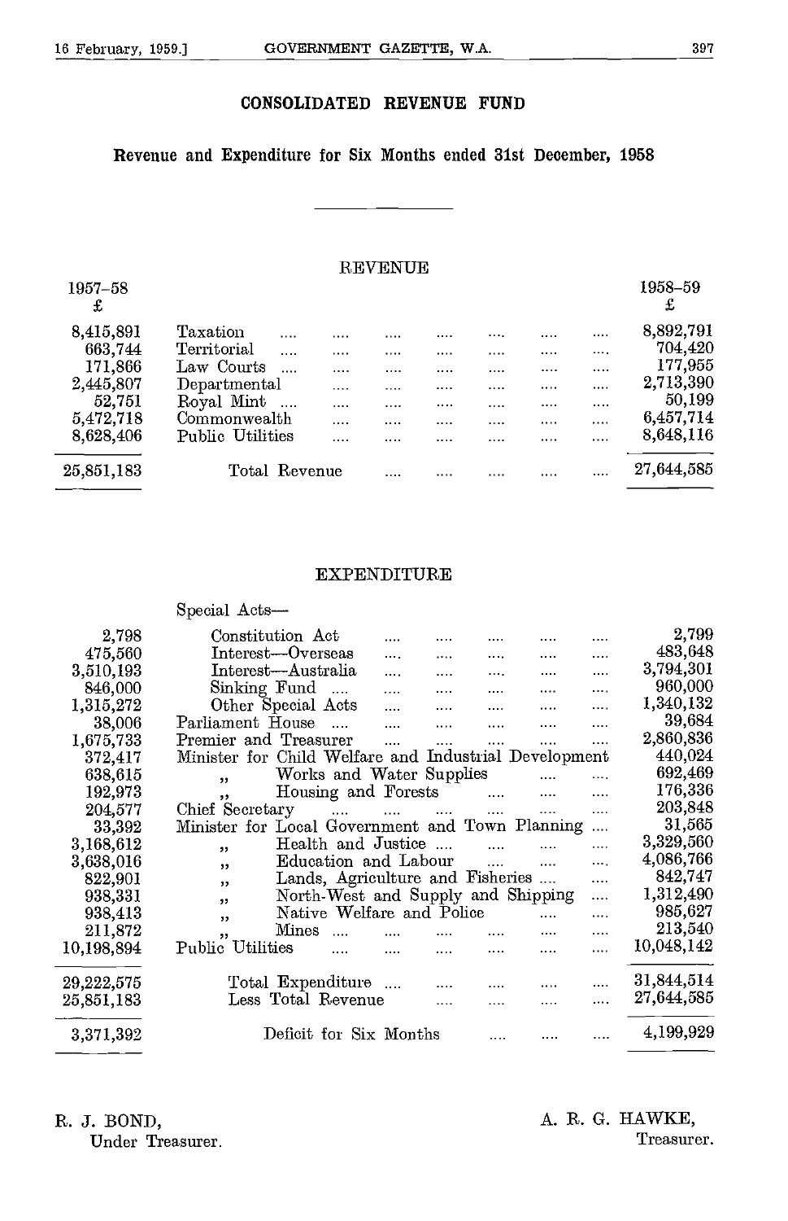# CONSOLIDATED REVENUE FUND

## Revenue and Expenditure for Six Months ended 31st December, 1958

### REVENUE

| 1957–58 £ | | 1958–59 £ |
|---|---|---|
| 8,415,891 | Taxation | 8,892,791 |
| 663,744 | Territorial | 704,420 |
| 171,866 | Law Courts | 177,955 |
| 2,445,807 | Departmental | 2,713,390 |
| 52,751 | Royal Mint | 50,199 |
| 5,472,718 | Commonwealth | 6,457,714 |
| 8,628,406 | Public Utilities | 8,648,116 |
| 25,851,183 | Total Revenue | 27,644,585 |

### EXPENDITURE

| | | |
|---|---|---|
| | Special Acts— | |
| 2,798 | Constitution Act | 2,799 |
| 475,560 | Interest—Overseas | 483,648 |
| 3,510,193 | Interest—Australia | 3,794,301 |
| 846,000 | Sinking Fund | 960,000 |
| 1,315,272 | Other Special Acts | 1,340,132 |
| 38,006 | Parliament House | 39,684 |
| 1,675,733 | Premier and Treasurer | 2,860,836 |
| 372,417 | Minister for Child Welfare and Industrial Development | 440,024 |
| 638,615 | „ Works and Water Supplies | 692,469 |
| 192,973 | „ Housing and Forests | 176,336 |
| 204,577 | Chief Secretary | 203,848 |
| 33,392 | Minister for Local Government and Town Planning | 31,565 |
| 3,168,612 | „ Health and Justice | 3,329,560 |
| 3,638,016 | „ Education and Labour | 4,086,766 |
| 822,901 | „ Lands, Agriculture and Fisheries | 842,747 |
| 938,331 | „ North-West and Supply and Shipping | 1,312,490 |
| 938,413 | „ Native Welfare and Police | 985,627 |
| 211,872 | „ Mines | 213,540 |
| 10,198,894 | Public Utilities | 10,048,142 |
| 29,222,575 | Total Expenditure | 31,844,514 |
| 25,851,183 | Less Total Revenue | 27,644,585 |
| 3,371,392 | Deficit for Six Months | 4,199,929 |

R. J. BOND,
Under Treasurer.

A. R. G. HAWKE,
Treasurer.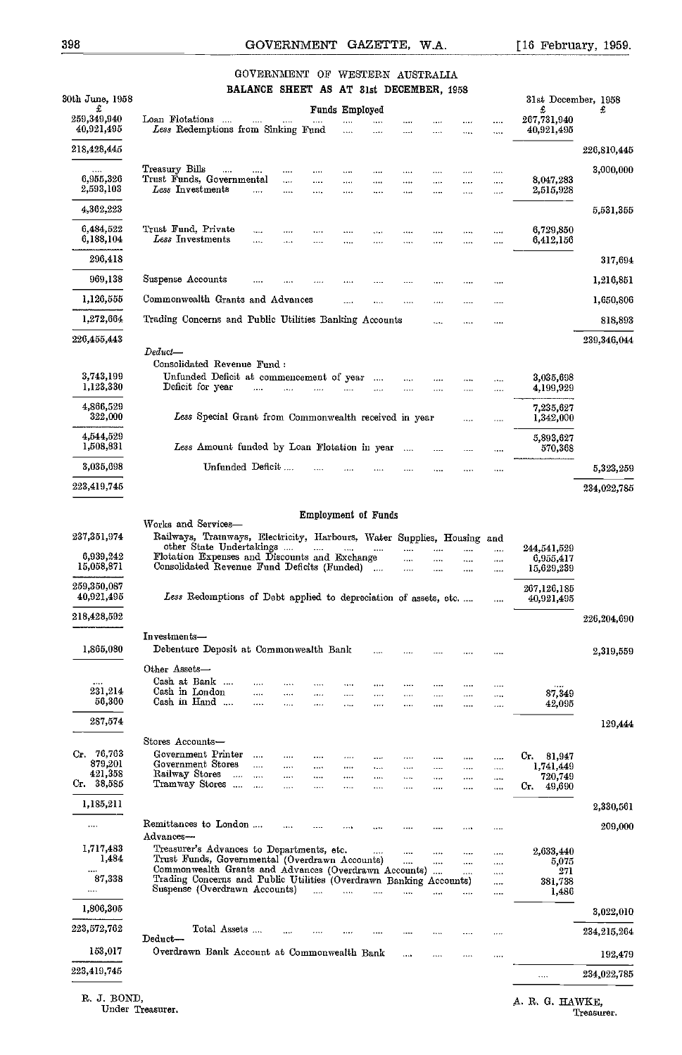## GOVERNMENT OF WESTERN AUSTRALIA

### BALANCE SHEET AS AT 31st DECEMBER, 1958

| 30th June, 1958 £ | | 31st December, 1958 £ | £ |
|---|---|---|---|
| | **Funds Employed** | | |
| 259,349,940 | Loan Flotations .... | 267,731,940 | |
| 40,921,495 | *Less* Redemptions from Sinking Fund .... | 40,921,495 | |
| 218,428,445 | | | 226,810,445 |
| .... | Treasury Bills .... | | 3,000,000 |
| 6,955,326 | Trust Funds, Governmental .... | 8,047,283 | |
| 2,593,103 | *Less* Investments .... | 2,515,928 | |
| 4,362,223 | | | 5,531,355 |
| 6,484,522 | Trust Fund, Private .... | 6,729,850 | |
| 6,188,104 | *Less* Investments .... | 6,412,156 | |
| 296,418 | | | 317,694 |
| 969,138 | Suspense Accounts .... | | 1,216,851 |
| 1,126,555 | Commonwealth Grants and Advances .... | | 1,650,806 |
| 1,272,664 | Trading Concerns and Public Utilities Banking Accounts .... | | 818,893 |
| 226,455,443 | | | 239,346,044 |
| | *Deduct*— | | |
| | Consolidated Revenue Fund : | | |
| 3,743,199 | Unfunded Deficit at commencement of year .... | 3,035,698 | |
| 1,123,330 | Deficit for year .... | 4,199,929 | |
| 4,866,529 | | 7,235,627 | |
| 322,000 | *Less* Special Grant from Commonwealth received in year .... | 1,342,000 | |
| 4,544,529 | | 5,893,627 | |
| 1,508,831 | *Less* Amount funded by Loan Flotation in year .... | 570,368 | |
| 3,035,698 | Unfunded Deficit .... | | 5,323,259 |
| 223,419,745 | | | 234,022,785 |
| | **Employment of Funds** | | |
| | Works and Services— | | |
| 237,351,974 | Railways, Tramways, Electricity, Harbours, Water Supplies, Housing and other State Undertakings .... | 244,541,529 | |
| 6,939,242 | Flotation Expenses and Discounts and Exchange .... | 6,955,417 | |
| 15,058,871 | Consolidated Revenue Fund Deficits (Funded) .... | 15,629,239 | |
| 259,350,087 | | 267,126,185 | |
| 40,921,495 | *Less* Redemptions of Debt applied to depreciation of assets, etc. .... | 40,921,495 | |
| 218,428,592 | | | 226,204,690 |
| | Investments— | | |
| 1,865,080 | Debenture Deposit at Commonwealth Bank .... | | 2,319,559 |
| | Other Assets— | | |
| .... | Cash at Bank .... | .... | |
| 231,214 | Cash in London .... | 87,349 | |
| 56,360 | Cash in Hand .... | 42,095 | |
| 287,574 | | | 129,444 |
| | Stores Accounts— | | |
| Cr. 76,763 | Government Printer .... | Cr. 81,947 | |
| 879,201 | Government Stores .... | 1,741,449 | |
| 421,358 | Railway Stores .... | 720,749 | |
| Cr. 38,585 | Tramway Stores .... | Cr. 49,690 | |
| 1,185,211 | | | 2,330,561 |
| .... | Remittances to London .... | | 209,000 |
| | Advances— | | |
| 1,717,483 | Treasurer's Advances to Departments, etc. .... | 2,633,440 | |
| 1,484 | Trust Funds, Governmental (Overdrawn Accounts) .... | 5,075 | |
| .... | Commonwealth Grants and Advances (Overdrawn Accounts) .... | 271 | |
| 87,338 | Trading Concerns and Public Utilities (Overdrawn Banking Accounts) .... | 381,738 | |
| .... | Suspense (Overdrawn Accounts) .... | 1,486 | |
| 1,806,305 | | | 3,022,010 |
| 223,572,762 | Total Assets .... | | 234,215,264 |
| | *Deduct*— | | |
| 153,017 | Overdrawn Bank Account at Commonwealth Bank .... | | 192,479 |
| 223,419,745 | | .... | 234,022,785 |

R. J. BOND,
Under Treasurer.

A. R. G. HAWKE,
Treasurer.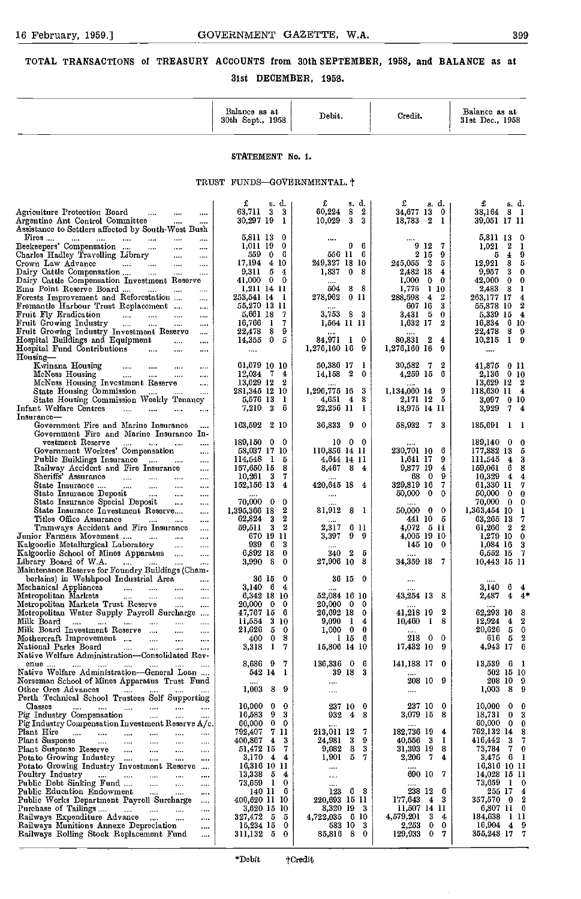# TOTAL TRANSACTIONS of TREASURY ACCOUNTS from 30th SEPTEMBER, 1958, and BALANCE as at 31st DECEMBER, 1958.

## STATEMENT No. 1.

### TRUST FUNDS—GOVERNMENTAL. †

| | Balance as at 30th Sept., 1958 | Debit. | Credit. | Balance as at 31st Dec., 1958 |
|---|---|---|---|---|
| | £ s. d. | £ s. d. | £ s. d. | £ s. d. |
| Agriculture Protection Board | 63,711 3 3 | 60,224 8 2 | 34,677 13 0 | 38,164 8 1 |
| Argentine Ant Control Committee | 30,297 19 1 | 10,029 3 3 | 18,783 2 1 | 39,051 17 11 |
| Assistance to Settlers affected by South-West Bush Fires | 5,811 13 0 | .... | .... | 5,811 13 0 |
| Beekeepers' Compensation | 1,011 19 0 | 9 6 | 9 12 7 | 1,021 2 1 |
| Charles Hadley Travelling Library | 559 0 6 | 556 11 6 | 2 15 9 | 5 4 9 |
| Crown Law Advance | 17,194 4 10 | 249,327 18 10 | 245,055 2 5 | 12,921 8 5 |
| Dairy Cattle Compensation | 9,311 5 4 | 1,837 0 8 | 2,482 18 4 | 9,957 3 0 |
| Dairy Cattle Compensation Investment Reserve | 41,000 0 0 | .... | 1,000 0 0 | 42,000 0 0 |
| Emu Point Reserve Board | 1,211 14 11 | 504 8 8 | 1,776 1 10 | 2,483 8 1 |
| Forests Improvement and Reforestation | 253,541 14 1 | 278,962 0 11 | 288,598 4 2 | 263,177 17 4 |
| Fremantle Harbour Trust Replacement | 55,270 13 11 | .... | 607 16 3 | 55,878 10 2 |
| Fruit Fly Eradication | 5,661 18 7 | 3,753 8 3 | 3,431 5 0 | 5,339 15 4 |
| Fruit Growing Industry | 16,766 1 7 | 1,564 11 11 | 1,632 17 2 | 16,834 6 10 |
| Fruit Growing Industry Investment Reserve | 22,478 8 9 | .... | .... | 22,478 8 9 |
| Hospital Buildings and Equipment | 14,355 0 5 | 84,971 1 0 | 80,831 2 4 | 10,215 1 9 |
| Hospital Fund Contributions | .... | 1,276,160 16 9 | 1,276,160 16 9 | .... |
| Housing— | | | | |
| Kwinana Housing | 61,679 10 10 | 50,386 17 1 | 30,582 7 2 | 41,875 0 11 |
| McNess Housing | 12,034 7 4 | 14,158 2 0 | 4,259 15 6 | 2,136 0 10 |
| McNess Housing Investment Reserve | 13,629 12 2 | .... | .... | 13,629 12 2 |
| State Housing Commission | 281,345 12 10 | 1,296,775 16 3 | 1,134,060 14 9 | 118,630 11 4 |
| State Housing Commission Weekly Tenancy | 5,576 13 1 | 4,651 4 8 | 2,171 12 5 | 3,097 0 10 |
| Infant Welfare Centres | 7,210 3 6 | 22,256 11 1 | 18,975 14 11 | 3,929 7 4 |
| Insurance— | | | | |
| Government Fire and Marine Insurance | 163,592 2 10 | 36,833 9 0 | 58,932 7 3 | 185,691 1 1 |
| Government Fire and Marine Insurance Investment Reserve | 189,150 0 0 | 10 0 0 | .... | 189,140 0 0 |
| Government Workers' Compensation | 58,037 17 10 | 110,856 14 11 | 230,701 10 6 | 177,882 13 5 |
| Public Buildings Insurance | 114,548 1 5 | 4,644 14 11 | 1,641 17 9 | 111,545 4 3 |
| Railway Accident and Fire Insurance | 157,650 15 8 | 8,467 8 4 | 9,877 19 4 | 159,061 6 8 |
| Sheriffs' Assurance | 10,261 3 7 | .... | 68 0 9 | 10,329 4 4 |
| State Insurance | 152,156 13 4 | 420,645 18 4 | 329,819 16 7 | 61,330 11 7 |
| State Insurance Deposit | .... | .... | 50,000 0 0 | 50,000 0 0 |
| State Insurance Special Deposit | 70,000 0 0 | .... | .... | 70,000 0 0 |
| State Insurance Investment Reserve | 1,395,366 18 2 | 81,912 8 1 | 50,000 0 0 | 1,363,454 10 1 |
| Titles Office Assurance | 62,824 3 2 | .... | 441 10 5 | 63,265 13 7 |
| Tramways Accident and Fire Insurance | 59,511 3 2 | 2,317 6 11 | 4,072 5 11 | 61,266 2 2 |
| Junior Farmers Movement | 670 19 11 | 3,397 9 9 | 4,005 19 10 | 1,279 10 0 |
| Kalgoorlie Metallurgical Laboratory | 939 6 3 | .... | 145 10 0 | 1,084 16 3 |
| Kalgoorlie School of Mines Apparatus | 6,892 18 0 | 340 2 5 | .... | 6,552 15 7 |
| Library Board of W.A. | 3,990 8 0 | 27,906 10 8 | 34,359 18 7 | 10,443 15 11 |
| Maintenance Reserve for Foundry Buildings (Chamberlains) in Welshpool Industrial Area | 36 15 0 | 36 15 0 | .... | .... |
| Mechanical Appliances | 3,140 6 4 | .... | .... | 3,140 6 4 |
| Metropolitan Markets | 6,342 18 10 | 52,084 16 10 | 43,254 13 8 | 2,487 4 4* |
| Metropolitan Markets Trust Reserve | 20,000 0 0 | 20,000 0 0 | .... | .... |
| Metropolitan Water Supply Payroll Surcharge | 47,767 15 6 | 26,692 18 0 | 41,218 19 2 | 62,293 16 8 |
| Milk Board | 11,554 3 10 | 9,090 1 4 | 10,460 1 8 | 12,924 4 2 |
| Milk Board Investment Reserve | 21,626 5 0 | 1,000 0 0 | .... | 20,626 5 0 |
| Mothercraft Improvement | 400 0 8 | 1 15 6 | 218 0 0 | 616 5 2 |
| National Parks Board | 3,318 1 7 | 15,806 14 10 | 17,432 10 9 | 4,943 17 6 |
| Native Welfare Administration—Consolidated Revenue | 8,686 9 7 | 136,336 0 6 | 141,188 17 0 | 13,539 6 1 |
| Native Welfare Administration—General Loan | 542 14 1 | 39 18 3 | .... | 502 15 10 |
| Norseman School of Mines Apparatus Trust Fund | .... | .... | 208 10 9 | 208 10 9 |
| Other Ores Advances | 1,003 8 9 | .... | .... | 1,003 8 9 |
| Perth Technical School Trustees Self Supporting Classes | 10,000 0 0 | 237 10 0 | 237 10 0 | 10,000 0 0 |
| Pig Industry Compensation | 16,583 9 3 | 932 4 8 | 3,079 15 8 | 18,731 0 3 |
| Pig Industry Compensation Investment Reserve A/c. | 60,000 0 0 | .... | .... | 60,000 0 0 |
| Plant Hire | 792,407 7 11 | 213,011 12 7 | 182,736 19 4 | 762,132 14 8 |
| Plant Suspense | 400,867 4 3 | 24,981 3 9 | 40,556 3 1 | 416,442 3 7 |
| Plant Suspense Reserve | 51,472 15 7 | 9,082 8 3 | 31,393 19 8 | 73,784 7 0 |
| Potato Growing Industry | 3,170 4 4 | 1,901 5 7 | 2,206 7 4 | 3,475 6 1 |
| Potato Growing Industry Investment Reserve | 16,316 10 11 | .... | .... | 16,316 10 11 |
| Poultry Industry | 13,338 5 4 | .... | 690 10 7 | 14,028 15 11 |
| Public Debt Sinking Fund | 73,659 1 0 | .... | .... | 73,659 1 0 |
| Public Education Endowment | 140 11 6 | 123 6 8 | 238 12 6 | 255 17 4 |
| Public Works Department Payroll Surcharge | 400,620 11 10 | 220,693 15 11 | 177,643 4 3 | 357,570 0 2 |
| Purchase of Tailings | 3,620 15 10 | 8,320 19 3 | 11,507 14 11 | 6,807 11 6 |
| Railways Expenditure Advance | 327,472 5 5 | 4,722,035 6 10 | 4,579,201 3 4 | 184,638 1 11 |
| Railways Munitions Annexe Depreciation | 15,234 15 0 | 583 10 3 | 2,253 0 0 | 16,904 4 9 |
| Railways Rolling Stock Replacement Fund | 311,132 5 0 | 85,816 8 0 | 129,933 0 7 | 355,248 17 7 |

*Debit †Credit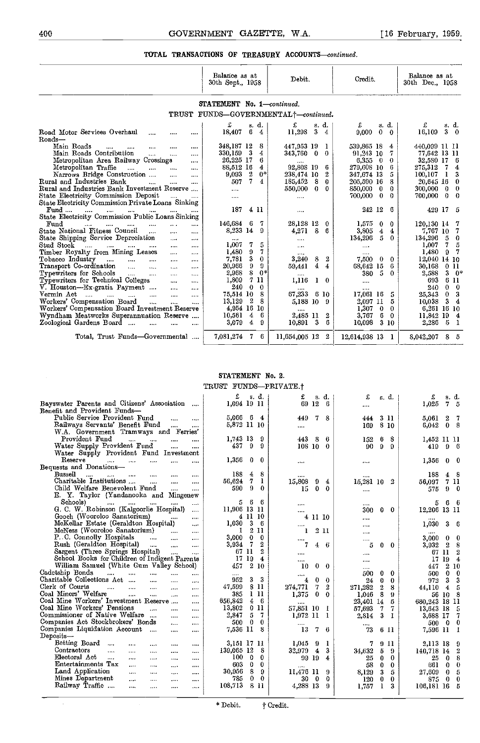## TOTAL TRANSACTIONS OF TREASURY ACCOUNTS—*continued.*

### STATEMENT No. 1—*continued.*

#### TRUST FUNDS—GOVERNMENTAL†—*continued.*

| | Balance as at 30th Sept., 1958 | Debit. | Credit. | Balance as at 30th Dec., 1958 |
|---|---|---|---|---|
| | £ s. d. | £ s. d. | £ s. d. | £ s. d. |
| Road Motor Services Overhaul | 18,407 6 4 | 11,298 3 4 | 9,000 0 0 | 16,109 3 0 |
| Roads— | | | | |
| Main Roads | 348,187 12 8 | 447,953 19 1 | 539,865 18 4 | 440,099 11 11 |
| Main Roads Contribution | 330,159 3 4 | 343,760 0 0 | 91,243 10 7 | 77,642 13 11 |
| Metropolitan Area Railway Crossings | 26,225 17 6 | .... | 6,355 0 0 | 32,580 17 6 |
| Metropolitan Traffic | 88,512 16 4 | 92,808 19 6 | 279,608 10 6 | 275,312 7 4 |
| Narrows Bridge Construction | 9,093 2 0* | 238,474 10 2 | 347,674 13 5 | 100,107 1 3 |
| Rural and Industries Bank | 507 7 4 | 185,452 8 0 | 205,590 16 8 | 20,645 16 0 |
| Rural and Industries Bank Investment Reserve | .... | 550,000 0 0 | 850,000 0 0 | 300,000 0 0 |
| State Electricity Commission Deposit | .... | .... | 700,000 0 0 | 700,000 0 0 |
| State Electricity Commission Private Loans Sinking Fund | 187 4 11 | .... | 242 12 6 | 429 17 5 |
| State Electricity Commission Public Loans Sinking Fund | 146,684 6 7 | 28,128 12 0 | 1,575 0 0 | 120,130 14 7 |
| State National Fitness Council | 8,233 14 9 | 4,271 8 6 | 3,805 4 4 | 7,767 10 7 |
| State Shipping Service Depreciation | .... | .... | 134,296 5 0 | 134,296 5 0 |
| Stud Stock | 1,007 7 5 | .... | .... | 1,007 7 5 |
| Timber Royalty from Mining Leases | 1,480 9 7 | .... | .... | 1,480 9 7 |
| Tobacco Industry | 7,781 3 0 | 3,240 8 2 | 7,500 0 0 | 12,040 14 10 |
| Transport Co-ordination | 20,966 9 9 | 59,441 4 4 | 68,642 15 6 | 30,168 0 11 |
| Typewriters for Schools | 2,968 8 0* | .... | 380 5 0 | 2,588 3 0* |
| Typewriters for Technical Colleges | 1,809 7 11 | 1,116 1 0 | .... | 693 6 11 |
| V. Houston—Ex-gratia Payment | 240 0 0 | .... | .... | 240 0 0 |
| Vermin Act | 75,514 10 8 | 67,233 6 10 | 17,061 16 5 | 25,343 0 3 |
| Workers' Compensation Board | 13,129 2 8 | 5,188 10 9 | 2,097 11 5 | 10,038 3 4 |
| Workers' Compensation Board Investment Reserve | 4,954 16 10 | .... | 1,307 0 0 | 6,261 16 10 |
| Wyndham Meatworks Superannuation Reserve | 10,561 4 6 | 2,485 11 2 | 3,767 6 0 | 11,842 19 4 |
| Zoological Gardens Board | 3,079 4 9 | 10,891 3 6 | 10,098 3 10 | 2,286 5 1 |
| Total, Trust Funds—Governmental | 7,081,274 7 6 | 11,654,005 12 2 | 12,614,938 13 1 | 8,042,207 8 5 |

### STATEMENT No. 2.

#### TRUST FUNDS—PRIVATE.†

| | Balance as at 30th Sept., 1958 | Debit. | Credit. | Balance as at 30th Dec., 1958 |
|---|---|---|---|---|
| | £ s. d. | £ s. d. | £ s. d. | £ s. d. |
| Bayswater Parents and Citizens' Association | 1,094 19 11 | 69 12 6 | .... | 1,025 7 5 |
| Benefit and Provident Funds— | | | | |
| Public Service Provident Fund | 5,066 6 4 | 449 7 8 | 444 3 11 | 5,061 2 7 |
| Railways Servants' Benefit Fund | 5,872 11 10 | .... | 169 8 10 | 6,042 0 8 |
| W.A. Government Tramways and Ferries' Provident Fund | 1,743 13 9 | 443 8 6 | 152 6 8 | 1,452 11 11 |
| Water Supply Provident Fund | 437 9 9 | 108 10 0 | 90 9 9 | 419 9 6 |
| Water Supply Provident Fund Investment Reserve | 1,356 0 0 | .... | .... | 1,356 0 0 |
| Bequests and Donations— | | | | |
| Bussell | 188 4 8 | .... | .... | 188 4 8 |
| Charitable Institutions | 56,624 7 1 | 15,808 9 4 | 15,281 10 2 | 56,097 7 11 |
| Child Welfare Benevolent Fund | 590 9 0 | 15 0 0 | .... | 575 9 0 |
| E. Y. Taylor (Yandanooka and Mingenew Schools) | 5 6 6 | .... | .... | 5 6 6 |
| G. C. W. Robinson (Kalgoorlie Hospital) | 11,906 13 11 | .... | 300 0 0 | 12,206 13 11 |
| Gooch (Wooroloo Sanatorium) | 4 11 10 | 4 11 10 | .... | .... |
| McKellar Estate (Geraldton Hospital) | 1,030 3 6 | .... | .... | 1,030 3 6 |
| McNess (Wooroloo Sanatorium) | 1 2 11 | 1 2 11 | .... | .... |
| P. C. Connolly Hospitals | 3,000 0 0 | .... | .... | 3,000 0 0 |
| Rush (Geraldton Hospital) | 3,934 7 2 | 7 4 6 | 5 0 0 | 3,932 2 8 |
| Sargent (Three Springs Hospital) | 67 11 2 | .... | .... | 67 11 2 |
| School Books for Children of Indigent Parents | 17 19 4 | .... | .... | 17 19 4 |
| William Samuel (White Gum Valley School) | 457 2 10 | 10 0 0 | .... | 447 2 10 |
| Cadetship Bonds | .... | .... | 500 0 0 | 500 0 0 |
| Charitable Collections Act | 952 3 3 | 4 0 0 | 24 0 0 | 972 3 3 |
| Clerk of Courts | 47,599 8 11 | 274,771 7 2 | 271,282 2 8 | 44,110 4 5 |
| Coal Miners' Welfare | 385 1 11 | 1,375 0 0 | 1,046 8 9 | 56 10 8 |
| Coal Mine Workers' Investment Reserve | 656,842 4 6 | .... | 23,401 14 5 | 680,243 18 11 |
| Coal Mine Workers' Pensions | 13,802 0 11 | 57,851 10 1 | 57,693 7 7 | 13,643 18 5 |
| Commissioner of Native Welfare | 2,847 5 7 | 1,972 11 1 | 2,814 3 1 | 3,688 17 7 |
| Companies Act Stockbrokers' Bonds | 500 0 0 | .... | .... | 500 0 0 |
| Companies Liquidation Account | 7,536 11 8 | 13 7 6 | 73 6 11 | 7,596 11 1 |
| Deposits— | | | | |
| Betting Board | 3,151 17 11 | 1,045 9 1 | 7 9 11 | 2,113 18 9 |
| Contractors | 139,065 12 8 | 32,979 4 3 | 34,632 5 9 | 140,718 14 2 |
| Electoral Act | 100 0 0 | 99 19 4 | 25 0 0 | 25 0 8 |
| Entertainments Tax | 603 0 0 | .... | 58 0 0 | 661 0 0 |
| Land Application | 30,956 8 9 | 11,476 11 9 | 8,129 3 5 | 27,609 0 5 |
| Mines Department | 785 0 0 | 30 0 0 | 120 0 0 | 875 0 0 |
| Railway Traffic | 108,713 8 11 | 4,288 13 9 | 1,757 1 3 | 106,181 16 5 |

\* Debit. † Credit.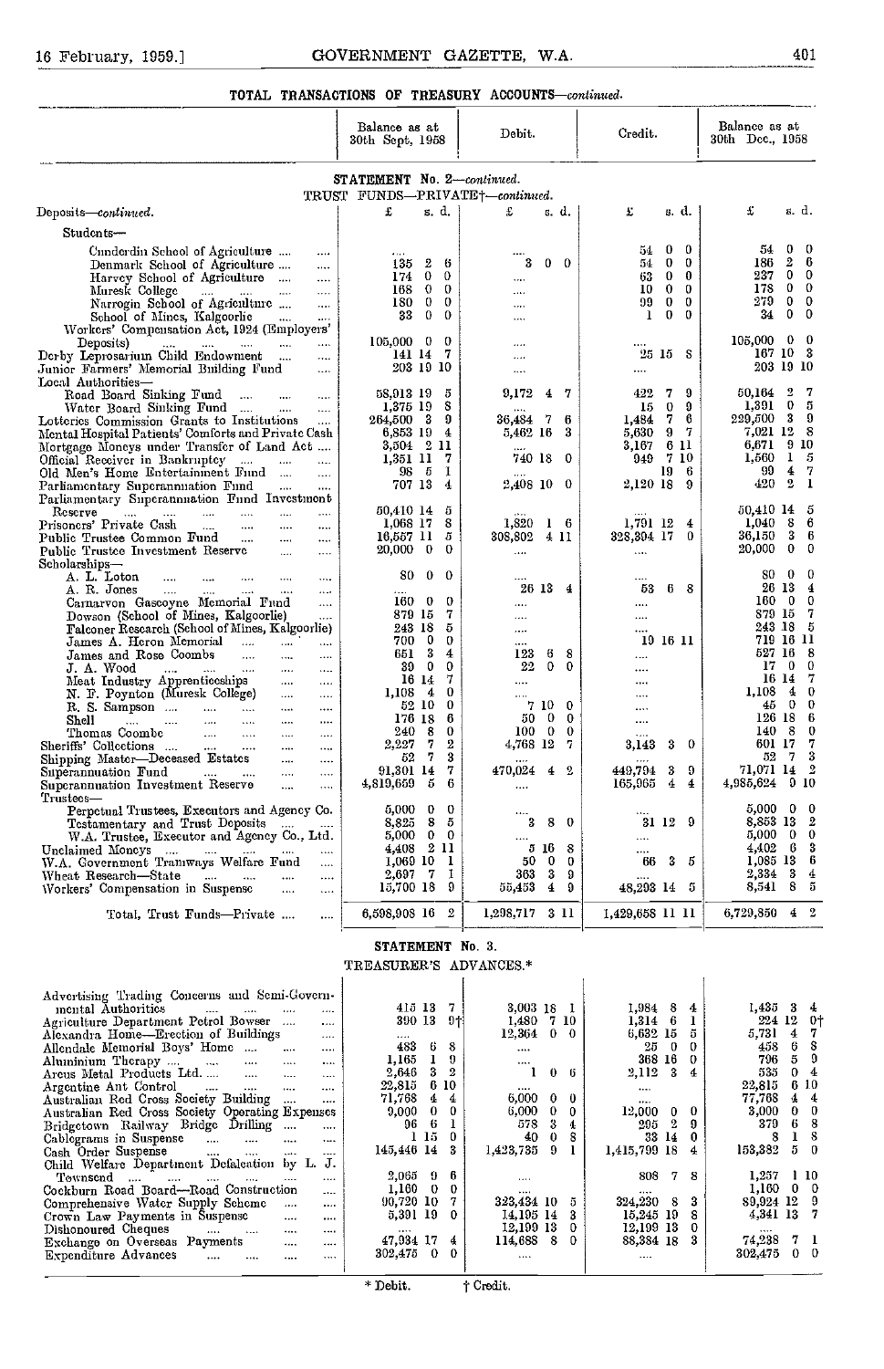## TOTAL TRANSACTIONS OF TREASURY ACCOUNTS—*continued.*

| | Balance as at 30th Sept, 1958 | Debit. | Credit. | Balance as at 30th Dec., 1958 |
|---|---|---|---|---|
| **STATEMENT No. 2—*continued.*** | | | | |
| TRUST FUNDS—PRIVATE†—*continued.* | | | | |
| Deposits—*continued.* | £ s. d. | £ s. d. | £ s. d. | £ s. d. |
| Students— | | | | |
| Cunderdin School of Agriculture .... .... | .... | .... | 54 0 0 | 54 0 0 |
| Denmark School of Agriculture .... .... | 135 2 6 | 3 0 0 | 54 0 0 | 186 2 6 |
| Harvey School of Agriculture .... .... | 174 0 0 | .... | 63 0 0 | 237 0 0 |
| Muresk College .... .... .... .... | 168 0 0 | .... | 10 0 0 | 178 0 0 |
| Narrogin School of Agriculture .... .... | 180 0 0 | .... | 99 0 0 | 279 0 0 |
| School of Mines, Kalgoorlie .... .... | 33 0 0 | .... | 1 0 0 | 34 0 0 |
| Workers' Compensation Act, 1924 (Employers' Deposits) .... .... .... .... | 105,000 0 0 | .... | .... | 105,000 0 0 |
| Derby Leprosarium Child Endowment .... .... | 141 14 7 | .... | 25 15 8 | 167 10 3 |
| Junior Farmers' Memorial Building Fund .... | 203 19 10 | .... | .... | 203 19 10 |
| Local Authorities— | | | | |
| Road Board Sinking Fund .... .... .... | 58,913 19 5 | 9,172 4 7 | 422 7 9 | 50,164 2 7 |
| Water Board Sinking Fund .... .... .... | 1,375 19 8 | .... | 15 0 9 | 1,391 0 5 |
| Lotteries Commission Grants to Institutions .... | 264,500 3 9 | 36,484 7 6 | 1,484 7 6 | 229,500 3 9 |
| Mental Hospital Patients' Comforts and Private Cash | 6,853 19 4 | 5,462 16 3 | 5,630 9 7 | 7,021 12 8 |
| Mortgage Moneys under Transfer of Land Act .... | 3,504 2 11 | .... | 3,167 6 11 | 6,671 9 10 |
| Official Receiver in Bankruptcy .... .... | 1,351 11 7 | 740 18 0 | 949 7 10 | 1,560 1 5 |
| Old Men's Home Entertainment Fund .... .... | 98 5 1 | .... | 19 6 | 99 4 7 |
| Parliamentary Superannuation Fund .... .... | 707 13 4 | 2,408 10 0 | 2,120 18 9 | 420 2 1 |
| Parliamentary Superannuation Fund Investment Reserve .... .... .... .... | 50,410 14 5 | .... | .... | 50,410 14 5 |
| Prisoners' Private Cash .... .... .... .... | 1,068 17 8 | 1,820 1 6 | 1,791 12 4 | 1,040 8 6 |
| Public Trustee Common Fund .... .... .... | 16,557 11 5 | 308,802 4 11 | 328,394 17 0 | 36,150 3 6 |
| Public Trustee Investment Reserve .... .... | 20,000 0 0 | .... | .... | 20,000 0 0 |
| Scholarships— | | | | |
| A. L. Loton .... .... .... .... .... | 80 0 0 | .... | .... | 80 0 0 |
| A. R. Jones .... .... .... .... .... | .... | 26 13 4 | 53 6 8 | 26 13 4 |
| Carnarvon Gascoyne Memorial Fund .... | 160 0 0 | .... | .... | 160 0 0 |
| Dowson (School of Mines, Kalgoorlie) .... | 879 15 7 | .... | .... | 879 15 7 |
| Falconer Research (School of Mines, Kalgoorlie) | 243 18 5 | .... | .... | 243 18 5 |
| James A. Heron Memorial .... .... .... | 700 0 0 | .... | 19 16 11 | 719 16 11 |
| James and Rose Coombs .... .... .... | 651 3 4 | 123 6 8 | .... | 527 16 8 |
| J. A. Wood .... .... .... .... .... | 39 0 0 | 22 0 0 | .... | 17 0 0 |
| Meat Industry Apprenticeships .... .... | 16 14 7 | .... | .... | 16 14 7 |
| N. F. Poynton (Muresk College) .... .... | 1,108 4 0 | .... | .... | 1,108 4 0 |
| R. S. Sampson .... .... .... .... | 52 10 0 | 7 10 0 | .... | 45 0 0 |
| Shell .... .... .... .... .... | 176 18 6 | 50 0 0 | .... | 126 18 6 |
| Thomas Coombe .... .... .... .... | 240 8 0 | 100 0 0 | .... | 140 8 0 |
| Sheriffs' Collections .... .... .... .... | 2,227 7 2 | 4,768 12 7 | 3,143 3 0 | 601 17 7 |
| Shipping Master—Deceased Estates .... .... | 52 7 3 | .... | .... | 52 7 3 |
| Superannuation Fund .... .... .... .... | 91,301 14 7 | 470,024 4 2 | 449,794 3 9 | 71,071 14 2 |
| Superannuation Investment Reserve .... .... | 4,819,659 5 6 | .... | 165,965 4 4 | 4,985,624 9 10 |
| Trustees— | | | | |
| Perpetual Trustees, Executors and Agency Co. | 5,000 0 0 | .... | .... | 5,000 0 0 |
| Testamentary and Trust Deposits .... .... | 8,825 8 5 | 3 8 0 | 31 12 9 | 8,853 13 2 |
| W.A. Trustee, Executor and Agency Co., Ltd. | 5,000 0 0 | .... | .... | 5,000 0 0 |
| Unclaimed Moneys .... .... .... .... | 4,408 2 11 | 5 16 8 | .... | 4,402 6 3 |
| W.A. Government Tramways Welfare Fund .... | 1,069 10 1 | 50 0 0 | 66 3 5 | 1,085 13 6 |
| Wheat Research—State .... .... .... | 2,697 7 1 | 363 3 9 | .... | 2,334 3 4 |
| Workers' Compensation in Suspense .... .... | 15,700 18 9 | 55,453 4 9 | 48,293 14 5 | 8,541 8 5 |
| Total, Trust Funds—Private .... .... | 6,598,908 16 2 | 1,298,717 3 11 | 1,429,658 11 11 | 6,729,850 4 2 |

### STATEMENT No. 3.

TREASURER'S ADVANCES.*

| | Balance as at 30th Sept, 1958 | Debit. | Credit. | Balance as at 30th Dec., 1958 |
|---|---|---|---|---|
| Advertising Trading Concerns and Semi-Governmental Authorities .... .... .... .... | 415 13 7 | 3,003 18 1 | 1,984 8 4 | 1,435 3 4 |
| Agriculture Department Petrol Bowser .... .... | 390 13 9† | 1,480 7 10 | 1,314 6 1 | 224 12 0† |
| Alexandra Home—Erection of Buildings .... | .... | 12,364 0 0 | 6,632 15 5 | 5,731 4 7 |
| Allendale Memorial Boys' Home .... .... | 483 6 8 | .... | 25 0 0 | 458 6 8 |
| Aluminium Therapy .... .... .... .... | 1,165 1 9 | .... | 368 16 0 | 796 5 9 |
| Arcus Metal Products Ltd. .... .... .... | 2,646 3 2 | 1 0 6 | 2,112 3 4 | 535 0 4 |
| Argentine Ant Control .... .... .... .... | 22,815 6 10 | .... | .... | 22,815 6 10 |
| Australian Red Cross Society Building .... .... | 71,768 4 4 | 6,000 0 0 | .... | 77,768 4 4 |
| Australian Red Cross Society Operating Expenses | 9,000 0 0 | 6,000 0 0 | 12,000 0 0 | 3,000 0 0 |
| Bridgetown Railway Bridge Drilling .... .... | 96 6 1 | 578 3 4 | 295 2 9 | 379 6 8 |
| Cablegrams in Suspense .... .... .... | 1 15 0 | 40 0 8 | 33 14 0 | 8 1 8 |
| Cash Order Suspense .... .... .... .... | 145,446 14 3 | 1,423,735 9 1 | 1,415,799 18 4 | 153,382 5 0 |
| Child Welfare Department Defalcation by L. J. Townsend .... .... .... .... | 2,065 9 6 | .... | 808 7 8 | 1,257 1 10 |
| Cockburn Road Board—Road Construction .... | 1,160 0 0 | .... | .... | 1,160 0 0 |
| Comprehensive Water Supply Scheme .... .... | 90,720 10 7 | 323,434 10 5 | 324,230 8 3 | 89,924 12 9 |
| Crown Law Payments in Suspense .... .... | 5,391 19 0 | 14,195 14 3 | 15,245 19 8 | 4,341 13 7 |
| Dishonoured Cheques .... .... .... .... | .... | 12,199 13 0 | 12,199 13 0 | .... |
| Exchange on Overseas Payments .... .... | 47,934 17 4 | 114,688 8 0 | 88,384 18 3 | 74,238 7 1 |
| Expenditure Advances .... .... .... | 302,475 0 0 | .... | .... | 302,475 0 0 |

\* Debit. † Credit.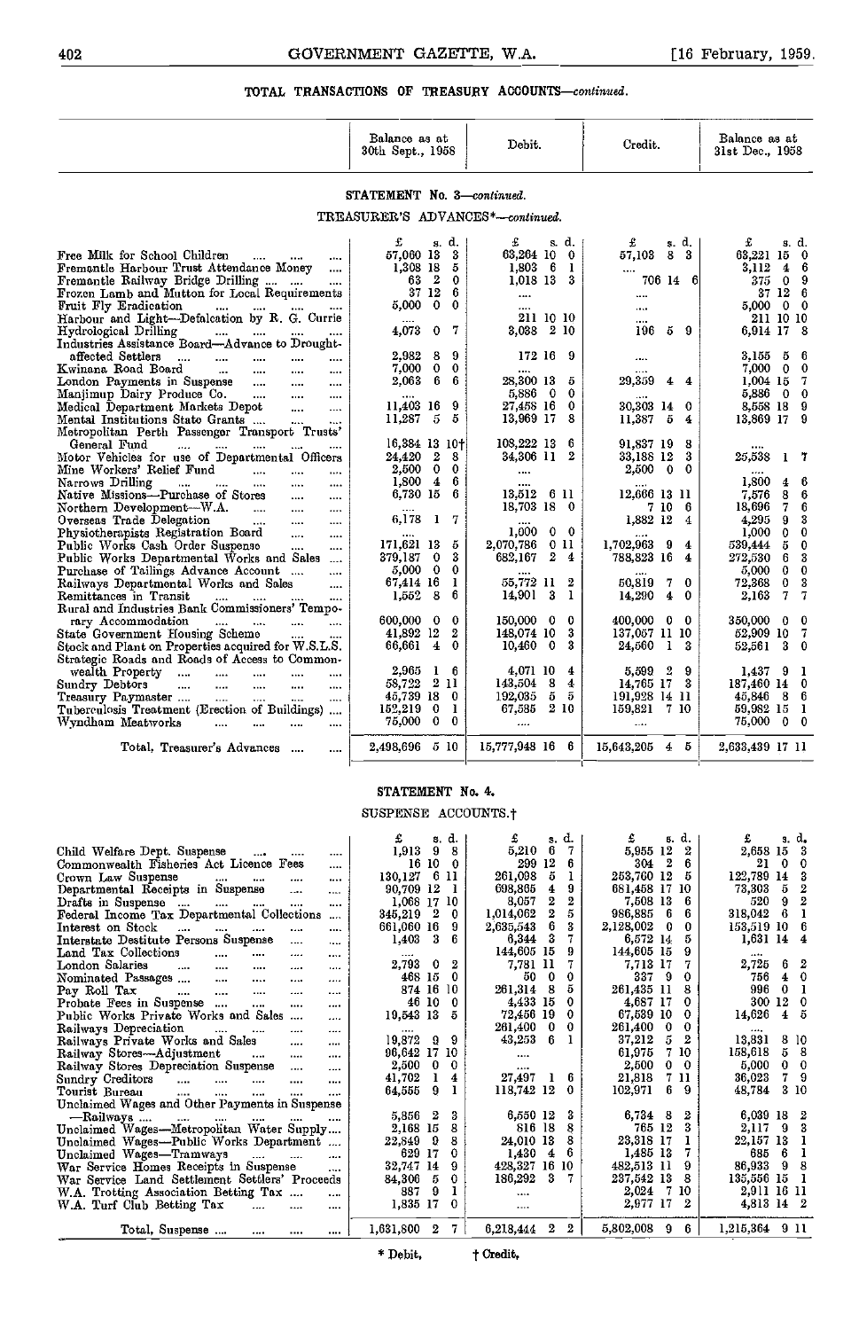## TOTAL TRANSACTIONS OF TREASURY ACCOUNTS—*continued.*

### STATEMENT No. 3—*continued.*

#### TREASURER'S ADVANCES*—*continued.*

| | Balance as at 30th Sept., 1958 | Debit. | Credit. | Balance as at 31st Dec., 1958 |
|---|---|---|---|---|
| | £ s. d. | £ s. d. | £ s. d. | £ s. d. |
| Free Milk for School Children | 57,060 13 3 | 63,264 10 0 | 57,103 8 3 | 63,221 15 0 |
| Fremantle Harbour Trust Attendance Money | 1,308 18 5 | 1,803 6 1 | .... | 3,112 4 6 |
| Fremantle Railway Bridge Drilling | 63 2 0 | 1,018 13 3 | 706 14 6 | 375 0 9 |
| Frozen Lamb and Mutton for Local Requirements | 37 12 6 | .... | .... | 37 12 6 |
| Fruit Fly Eradication | 5,000 0 0 | .... | .... | 5,000 0 0 |
| Harbour and Light—Defalcation by R. G. Currie | .... | 211 10 10 | .... | 211 10 10 |
| Hydrological Drilling | 4,073 0 7 | 3,038 2 10 | 196 5 9 | 6,914 17 8 |
| Industries Assistance Board—Advance to Drought-affected Settlers | 2,982 8 9 | 172 16 9 | .... | 3,155 5 6 |
| Kwinana Road Board | 7,000 0 0 | .... | .... | 7,000 0 0 |
| London Payments in Suspense | 2,063 6 6 | 28,300 13 5 | 29,359 4 4 | 1,004 15 7 |
| Manjimup Dairy Produce Co. | .... | 5,886 0 0 | .... | 5,886 0 0 |
| Medical Department Markets Depot | 11,403 16 9 | 27,458 16 0 | 30,303 14 0 | 8,558 18 9 |
| Mental Institutions State Grants | 11,287 5 5 | 13,969 17 8 | 11,387 5 4 | 13,869 17 9 |
| Metropolitan Perth Passenger Transport Trusts' General Fund | 16,384 13 10† | 108,222 13 6 | 91,837 19 8 | .... |
| Motor Vehicles for use of Departmental Officers | 24,420 2 8 | 34,306 11 2 | 33,188 12 3 | 25,538 1 7 |
| Mine Workers' Relief Fund | 2,500 0 0 | .... | 2,500 0 0 | .... |
| Narrows Drilling | 1,800 4 6 | .... | .... | 1,800 4 6 |
| Native Missions—Purchase of Stores | 6,730 15 6 | 13,512 6 11 | 12,666 13 11 | 7,576 8 6 |
| Northern Development—W.A. | .... | 18,703 18 0 | 7 10 6 | 18,696 7 6 |
| Overseas Trade Delegation | 6,178 1 7 | .... | 1,882 12 4 | 4,295 9 3 |
| Physiotherapists Registration Board | .... | 1,000 0 0 | .... | 1,000 0 0 |
| Public Works Cash Order Suspense | 171,621 13 5 | 2,070,786 0 11 | 1,702,963 9 4 | 539,444 5 0 |
| Public Works Departmental Works and Sales | 379,187 0 3 | 682,167 2 4 | 788,823 16 4 | 272,530 6 3 |
| Purchase of Tailings Advance Account | 5,000 0 0 | .... | .... | 5,000 0 0 |
| Railways Departmental Works and Sales | 67,414 16 1 | 55,772 11 2 | 50,819 7 0 | 72,368 0 3 |
| Remittances in Transit | 1,552 8 6 | 14,901 3 1 | 14,290 4 0 | 2,163 7 7 |
| Rural and Industries Bank Commissioners' Temporary Accommodation | 600,000 0 0 | 150,000 0 0 | 400,000 0 0 | 350,000 0 0 |
| State Government Housing Scheme | 41,892 12 2 | 148,074 10 3 | 137,057 11 10 | 52,909 10 7 |
| Stock and Plant on Properties acquired for W.S.L.S. | 66,661 4 0 | 10,460 0 3 | 24,560 1 3 | 52,561 3 0 |
| Strategic Roads and Roads of Access to Commonwealth Property | 2,965 1 6 | 4,071 10 4 | 5,599 2 9 | 1,437 9 1 |
| Sundry Debtors | 58,722 2 11 | 143,504 8 4 | 14,765 17 3 | 187,460 14 0 |
| Treasury Paymaster | 45,739 18 0 | 192,035 5 5 | 191,928 14 11 | 45,846 8 6 |
| Tuberculosis Treatment (Erection of Buildings) | 152,219 0 1 | 67,585 2 10 | 159,821 7 10 | 59,982 15 1 |
| Wyndham Meatworks | 75,000 0 0 | .... | .... | 75,000 0 0 |
| Total, Treasurer's Advances | 2,498,696 5 10 | 15,777,948 16 6 | 15,643,205 4 5 | 2,633,439 17 11 |

### STATEMENT No. 4.

#### SUSPENSE ACCOUNTS.†

| | Balance as at 30th Sept., 1958 | Debit. | Credit. | Balance as at 31st Dec., 1958 |
|---|---|---|---|---|
| | £ s. d. | £ s. d. | £ s. d. | £ s. d. |
| Child Welfare Dept. Suspense | 1,913 9 8 | 5,210 6 7 | 5,955 12 2 | 2,658 15 3 |
| Commonwealth Fisheries Act Licence Fees | 16 10 0 | 299 12 6 | 304 2 6 | 21 0 0 |
| Crown Law Suspense | 130,127 6 11 | 261,098 5 1 | 253,760 12 5 | 122,789 14 3 |
| Departmental Receipts in Suspense | 90,709 12 1 | 698,865 4 9 | 681,458 17 10 | 73,303 5 2 |
| Drafts in Suspense | 1,068 17 10 | 8,057 2 2 | 7,508 13 6 | 520 9 2 |
| Federal Income Tax Departmental Collections | 345,219 2 0 | 1,014,062 2 5 | 986,885 6 6 | 318,042 6 1 |
| Interest on Stock | 661,060 16 9 | 2,635,543 6 3 | 2,128,002 0 0 | 153,519 10 6 |
| Interstate Destitute Persons Suspense | 1,403 3 6 | 6,344 3 7 | 6,572 14 5 | 1,631 14 4 |
| Land Tax Collections | .... | 144,605 15 9 | 144,605 15 9 | .... |
| London Salaries | 2,793 0 2 | 7,781 11 7 | 7,713 17 7 | 2,725 6 2 |
| Nominated Passages | 468 15 0 | 50 0 0 | 337 9 0 | 756 4 0 |
| Pay Roll Tax | 874 16 10 | 261,314 8 5 | 261,435 11 8 | 996 0 1 |
| Probate Fees in Suspense | 46 10 0 | 4,433 15 0 | 4,687 17 0 | 300 12 0 |
| Public Works Private Works and Sales | 19,543 13 5 | 72,456 19 0 | 67,539 10 0 | 14,626 4 5 |
| Railways Depreciation | .... | 261,400 0 0 | 261,400 0 0 | .... |
| Railways Private Works and Sales | 19,872 9 9 | 43,253 6 1 | 37,212 5 2 | 13,831 8 10 |
| Railway Stores—Adjustment | 96,642 17 10 | .... | 61,975 7 10 | 158,618 5 8 |
| Railway Stores Depreciation Suspense | 2,500 0 0 | .... | 2,500 0 0 | 5,000 0 0 |
| Sundry Creditors | 41,702 1 4 | 27,497 1 6 | 21,818 7 11 | 36,023 7 9 |
| Tourist Bureau | 64,555 9 1 | 118,742 12 0 | 102,971 6 9 | 48,784 3 10 |
| Unclaimed Wages and Other Payments in Suspense—Railways | 5,856 2 3 | 6,550 12 3 | 6,734 8 2 | 6,039 18 2 |
| Unclaimed Wages—Metropolitan Water Supply | 2,168 15 8 | 816 18 8 | 765 12 3 | 2,117 9 3 |
| Unclaimed Wages—Public Works Department | 22,849 9 8 | 24,010 13 8 | 23,318 17 1 | 22,157 13 1 |
| Unclaimed Wages—Tramways | 629 17 0 | 1,430 4 6 | 1,485 13 7 | 685 6 1 |
| War Service Homes Receipts in Suspense | 32,747 14 9 | 428,327 16 10 | 482,513 11 9 | 86,933 9 8 |
| War Service Land Settlement Settlers' Proceeds | 84,306 5 0 | 186,292 3 7 | 237,542 13 8 | 135,556 15 1 |
| W.A. Trotting Association Betting Tax | 887 9 1 | .... | 2,024 7 10 | 2,911 16 11 |
| W.A. Turf Club Betting Tax | 1,835 17 0 | .... | 2,977 17 2 | 4,813 14 2 |
| Total, Suspense | 1,631,800 2 7 | 6,218,444 2 2 | 5,802,008 9 6 | 1,215,364 9 11 |

\* Debit. † Credit.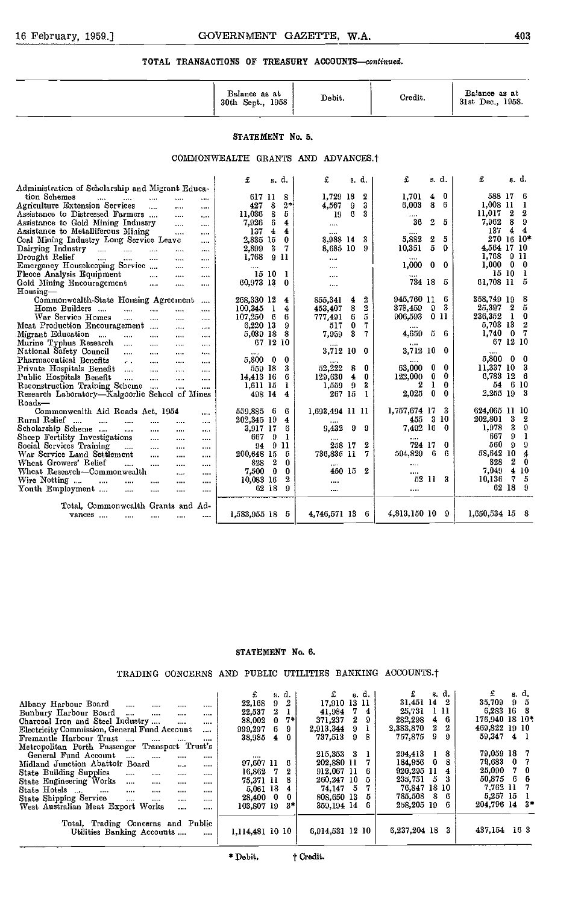TOTAL TRANSACTIONS OF TREASURY ACCOUNTS—*continued.*

## STATEMENT No. 5.

### COMMONWEALTH GRANTS AND ADVANCES.†

| | Balance as at 30th Sept., 1958 £ s. d. | Debit. £ s. d. | Credit. £ s. d. | Balance as at 31st Dec., 1958. £ s. d. |
|---|---|---|---|---|
| Administration of Scholarship and Migrant Education Schemes | 617 11 8 | 1,729 18 2 | 1,701 4 0 | 588 17 6 |
| Agriculture Extension Services | 427 8 2* | 4,567 9 3 | 6,003 8 6 | 1,008 11 1 |
| Assistance to Distressed Farmers | 11,036 8 5 | 19 6 3 | .... | 11,017 2 2 |
| Assistance to Gold Mining Industry | 7,926 6 4 | .... | 36 2 5 | 7,962 8 9 |
| Assistance to Metalliferous Mining | 137 4 4 | .... | .... | 137 4 4 |
| Coal Mining Industry Long Service Leave | 2,835 15 0 | 8,988 14 3 | 5,882 2 5 | 270 16 10* |
| Dairying Industry | 2,899 3 7 | 8,685 10 9 | 10,351 5 0 | 4,564 17 10 |
| Drought Relief | 1,768 9 11 | .... | .... | 1,768 9 11 |
| Emergency Housekeeping Service | .... | .... | 1,000 0 0 | 1,000 0 0 |
| Fleece Analysis Equipment | 15 10 1 | .... | .... | 15 10 1 |
| Gold Mining Encouragement | 60,973 13 0 | .... | 734 18 5 | 61,708 11 5 |
| Housing— | | | | |
| Commonwealth-State Housing Agreement | 268,330 12 4 | 855,341 4 2 | 945,760 11 6 | 358,749 19 8 |
| Home Builders | 100,345 1 4 | 453,407 8 2 | 378,459 9 3 | 25,397 2 5 |
| War Service Homes | 107,250 6 6 | 777,491 6 5 | 906,593 0 11 | 236,352 1 0 |
| Meat Production Encouragement | 6,220 13 9 | 517 0 7 | .... | 5,703 13 2 |
| Migrant Education | 5,039 18 8 | 7,959 3 7 | 4,659 5 6 | 1,740 0 7 |
| Murine Typhus Research | 67 12 10 | .... | .... | 67 12 10 |
| National Safety Council | .... | 3,712 10 0 | 3,712 10 0 | .... |
| Pharmaceutical Benefits | 5,800 0 0 | .... | .... | 5,800 0 0 |
| Private Hospitals Benefit | 559 18 3 | 52,222 8 0 | 63,000 0 0 | 11,337 10 3 |
| Public Hospitals Benefit | 14,413 16 6 | 129,630 4 0 | 122,000 0 0 | 6,783 12 6 |
| Reconstruction Training Scheme | 1,611 15 1 | 1,559 9 3 | 2 1 0 | 54 6 10 |
| Research Laboratory—Kalgoorlie School of Mines | 498 14 4 | 267 15 1 | 2,025 0 0 | 2,255 19 3 |
| Roads— | | | | |
| Commonwealth Aid Roads Act, 1954 | 559,885 6 6 | 1,693,494 11 11 | 1,757,674 17 3 | 624,065 11 10 |
| Rural Relief | 202,345 19 4 | .... | 455 3 10 | 202,801 3 2 |
| Scholarship Scheme | 3,917 17 6 | 9,432 9 9 | 7,492 16 0 | 1,978 3 9 |
| Sheep Fertility Investigations | 667 9 1 | .... | .... | 667 9 1 |
| Social Services Training | 94 9 11 | 258 17 2 | 724 17 0 | 560 9 9 |
| War Service Land Settlement | 200,648 15 5 | 736,835 11 7 | 594,829 6 6 | 58,642 10 4 |
| Wheat Growers' Relief | 828 2 0 | .... | .... | 828 2 0 |
| Wheat Research—Commonwealth | 7,500 0 0 | 450 15 2 | .... | 7,049 4 10 |
| Wire Netting | 10,083 16 2 | .... | 52 11 3 | 10,136 7 5 |
| Youth Employment | 62 18 9 | .... | .... | 62 18 9 |
| Total, Commonwealth Grants and Advances | 1,583,955 18 5 | 4,746,571 13 6 | 4,813,150 10 9 | 1,650,534 15 8 |

## STATEMENT No. 6.

### TRADING CONCERNS AND PUBLIC UTILITIES BANKING ACCOUNTS.†

| | Balance as at 30th Sept., 1958 £ s. d. | Debit. £ s. d. | Credit. £ s. d. | Balance as at 31st Dec., 1958. £ s. d. |
|---|---|---|---|---|
| Albany Harbour Board | 22,168 9 2 | 17,910 13 11 | 31,451 14 2 | 35,709 9 5 |
| Bunbury Harbour Board | 22,537 2 1 | 41,984 7 4 | 25,731 1 11 | 6,283 16 8 |
| Charcoal Iron and Steel Industry | 88,002 0 7* | 371,237 2 9 | 282,298 4 6 | 176,940 18 10* |
| Electricity Commission, General Fund Account | 999,297 6 9 | 2,913,344 9 1 | 2,383,870 2 2 | 469,822 19 10 |
| Fremantle Harbour Trust | 38,985 4 0 | 737,513 9 8 | 757,875 9 9 | 59,347 4 1 |
| Metropolitan Perth Passenger Transport Trust's General Fund Account | .... | 215,353 3 1 | 294,413 1 8 | 79,059 18 7 |
| Midland Junction Abattoir Board | 97,607 11 6 | 202,880 11 7 | 184,956 0 8 | 79,683 0 7 |
| State Building Supplies | 16,862 7 2 | 912,067 11 6 | 920,295 11 4 | 25,090 7 0 |
| State Engineering Works | 75,371 11 8 | 260,247 10 5 | 235,751 5 3 | 50,875 6 6 |
| State Hotels | 5,061 18 4 | 74,147 5 7 | 76,847 18 10 | 7,762 11 7 |
| State Shipping Service | 28,400 0 0 | 808,650 13 5 | 785,508 8 6 | 5,257 15 1 |
| West Australian Meat Export Works | 103,807 19 3* | 359,194 14 6 | 258,205 19 6 | 204,796 14 3* |
| Total, Trading Concerns and Public Utilities Banking Accounts | 1,114,481 10 10 | 6,914,531 12 10 | 6,237,204 18 3 | 437,154 16 3 |

\* Debit. † Credit.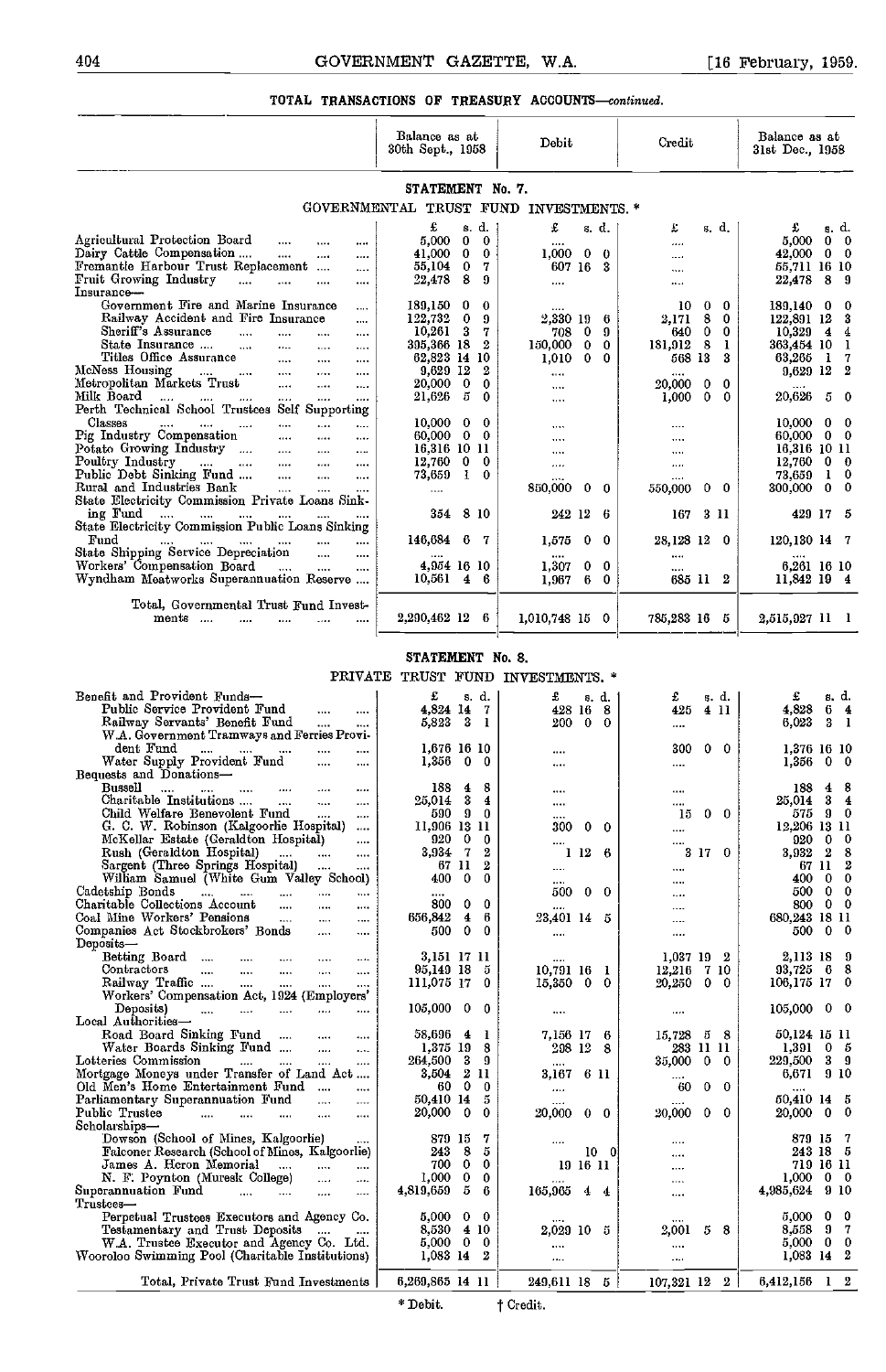## TOTAL TRANSACTIONS OF TREASURY ACCOUNTS—*continued*.

### STATEMENT No. 7.

### GOVERNMENTAL TRUST FUND INVESTMENTS. *

| | Balance as at 30th Sept., 1958 | Debit | Credit | Balance as at 31st Dec., 1958 |
|---|---|---|---|---|
| | £ s. d. | £ s. d. | £ s. d. | £ s. d. |
| Agricultural Protection Board | 5,000 0 0 | .... | .... | 5,000 0 0 |
| Dairy Cattle Compensation | 41,000 0 0 | 1,000 0 0 | .... | 42,000 0 0 |
| Fremantle Harbour Trust Replacement | 55,104 0 7 | 607 16 3 | .... | 55,711 16 10 |
| Fruit Growing Industry | 22,478 8 9 | .... | .... | 22,478 8 9 |
| Insurance— | | | | |
| Government Fire and Marine Insurance | 189,150 0 0 | .... | 10 0 0 | 189,140 0 0 |
| Railway Accident and Fire Insurance | 122,732 0 9 | 2,330 19 6 | 2,171 8 0 | 122,891 12 3 |
| Sheriff's Assurance | 10,261 3 7 | 708 0 9 | 640 0 0 | 10,329 4 4 |
| State Insurance | 395,366 18 2 | 150,000 0 0 | 181,912 8 1 | 363,454 10 1 |
| Titles Office Assurance | 62,823 14 10 | 1,010 0 0 | 568 13 3 | 63,265 1 7 |
| McNess Housing | 9,629 12 2 | .... | .... | 9,629 12 2 |
| Metropolitan Markets Trust | 20,000 0 0 | .... | 20,000 0 0 | .... |
| Milk Board | 21,626 5 0 | .... | 1,000 0 0 | 20,626 5 0 |
| Perth Technical School Trustees Self Supporting Classes | 10,000 0 0 | .... | .... | 10,000 0 0 |
| Pig Industry Compensation | 60,000 0 0 | .... | .... | 60,000 0 0 |
| Potato Growing Industry | 16,316 10 11 | .... | .... | 16,316 10 11 |
| Poultry Industry | 12,760 0 0 | .... | .... | 12,760 0 0 |
| Public Debt Sinking Fund | 73,659 1 0 | .... | .... | 73,659 1 0 |
| Rural and Industries Bank | .... | 850,000 0 0 | 550,000 0 0 | 300,000 0 0 |
| State Electricity Commission Private Loans Sinking Fund | 354 8 10 | 242 12 6 | 167 3 11 | 429 17 5 |
| State Electricity Commission Public Loans Sinking Fund | 146,684 6 7 | 1,575 0 0 | 28,128 12 0 | 120,130 14 7 |
| State Shipping Service Depreciation | .... | .... | .... | .... |
| Workers' Compensation Board | 4,954 16 10 | 1,307 0 0 | .... | 6,261 16 10 |
| Wyndham Meatworks Superannuation Reserve | 10,561 4 6 | 1,967 6 0 | 685 11 2 | 11,842 19 4 |
| Total, Governmental Trust Fund Investments | 2,290,462 12 6 | 1,010,748 15 0 | 785,283 16 5 | 2,515,927 11 1 |

### STATEMENT No. 8.

### PRIVATE TRUST FUND INVESTMENTS. *

| | Balance as at 30th Sept., 1958 | Debit | Credit | Balance as at 31st Dec., 1958 |
|---|---|---|---|---|
| | £ s. d. | £ s. d. | £ s. d. | £ s. d. |
| Benefit and Provident Funds— | | | | |
| Public Service Provident Fund | 4,824 14 7 | 428 16 8 | 425 4 11 | 4,828 6 4 |
| Railway Servants' Benefit Fund | 5,823 3 1 | 200 0 0 | .... | 6,023 3 1 |
| W.A. Government Tramways and Ferries Provident Fund | 1,676 16 10 | .... | 300 0 0 | 1,376 16 10 |
| Water Supply Provident Fund | 1,356 0 0 | .... | .... | 1,356 0 0 |
| Bequests and Donations— | | | | |
| Bussell | 188 4 8 | .... | .... | 188 4 8 |
| Charitable Institutions | 25,014 3 4 | .... | .... | 25,014 3 4 |
| Child Welfare Benevolent Fund | 590 9 0 | .... | 15 0 0 | 575 9 0 |
| G. C. W. Robinson (Kalgoorlie Hospital) | 11,906 13 11 | 300 0 0 | .... | 12,206 13 11 |
| McKellar Estate (Geraldton Hospital) | 920 0 0 | .... | .... | 920 0 0 |
| Rush (Geraldton Hospital) | 3,934 7 2 | 1 12 6 | 3 17 0 | 3,932 2 8 |
| Sargent (Three Springs Hospital) | 67 11 2 | .... | .... | 67 11 2 |
| William Samuel (White Gum Valley School) | 400 0 0 | .... | .... | 400 0 0 |
| Cadetship Bonds | .... | 500 0 0 | .... | 500 0 0 |
| Charitable Collections Account | 800 0 0 | .... | .... | 800 0 0 |
| Coal Mine Workers' Pensions | 656,842 4 6 | 23,401 14 5 | .... | 680,243 18 11 |
| Companies Act Stockbrokers' Bonds | 500 0 0 | .... | .... | 500 0 0 |
| Deposits— | | | | |
| Betting Board | 3,151 17 11 | .... | 1,037 19 2 | 2,113 18 9 |
| Contractors | 95,149 18 5 | 10,791 16 1 | 12,216 7 10 | 93,725 6 8 |
| Railway Traffic | 111,075 17 0 | 15,350 0 0 | 20,250 0 0 | 106,175 17 0 |
| Workers' Compensation Act, 1924 (Employers' Deposits) | 105,000 0 0 | .... | .... | 105,000 0 0 |
| Local Authorities— | | | | |
| Road Board Sinking Fund | 58,696 4 1 | 7,156 17 6 | 15,728 5 8 | 50,124 15 11 |
| Water Boards Sinking Fund | 1,375 19 8 | 298 12 8 | 283 11 11 | 1,391 0 5 |
| Lotteries Commission | 264,500 3 9 | .... | 35,000 0 0 | 229,500 3 9 |
| Mortgage Moneys under Transfer of Land Act | 3,504 2 11 | 3,167 6 11 | .... | 6,671 9 10 |
| Old Men's Home Entertainment Fund | 60 0 0 | .... | 60 0 0 | .... |
| Parliamentary Superannuation Fund | 50,410 14 5 | .... | .... | 50,410 14 5 |
| Public Trustee | 20,000 0 0 | 20,000 0 0 | 20,000 0 0 | 20,000 0 0 |
| Scholarships— | | | | |
| Dowson (School of Mines, Kalgoorlie) | 879 15 7 | .... | .... | 879 15 7 |
| Falconer Research (School of Mines, Kalgoorlie) | 243 8 5 | 10 0 | .... | 243 18 5 |
| James A. Heron Memorial | 700 0 0 | 19 16 11 | .... | 719 16 11 |
| N. F. Poynton (Muresk College) | 1,000 0 0 | .... | .... | 1,000 0 0 |
| Superannuation Fund | 4,819,659 5 6 | 165,965 4 4 | .... | 4,985,624 9 10 |
| Trustees— | | | | |
| Perpetual Trustees Executors and Agency Co. | 5,000 0 0 | .... | .... | 5,000 0 0 |
| Testamentary and Trust Deposits | 8,530 4 10 | 2,029 10 5 | 2,001 5 8 | 8,558 9 7 |
| W.A. Trustee Executor and Agency Co. Ltd. | 5,000 0 0 | .... | .... | 5,000 0 0 |
| Wooroloo Swimming Pool (Charitable Institutions) | 1,083 14 2 | .... | .... | 1,083 14 2 |
| Total, Private Trust Fund Investments | 6,269,865 14 11 | 249,611 18 5 | 107,321 12 2 | 6,412,156 1 2 |

\* Debit. † Credit.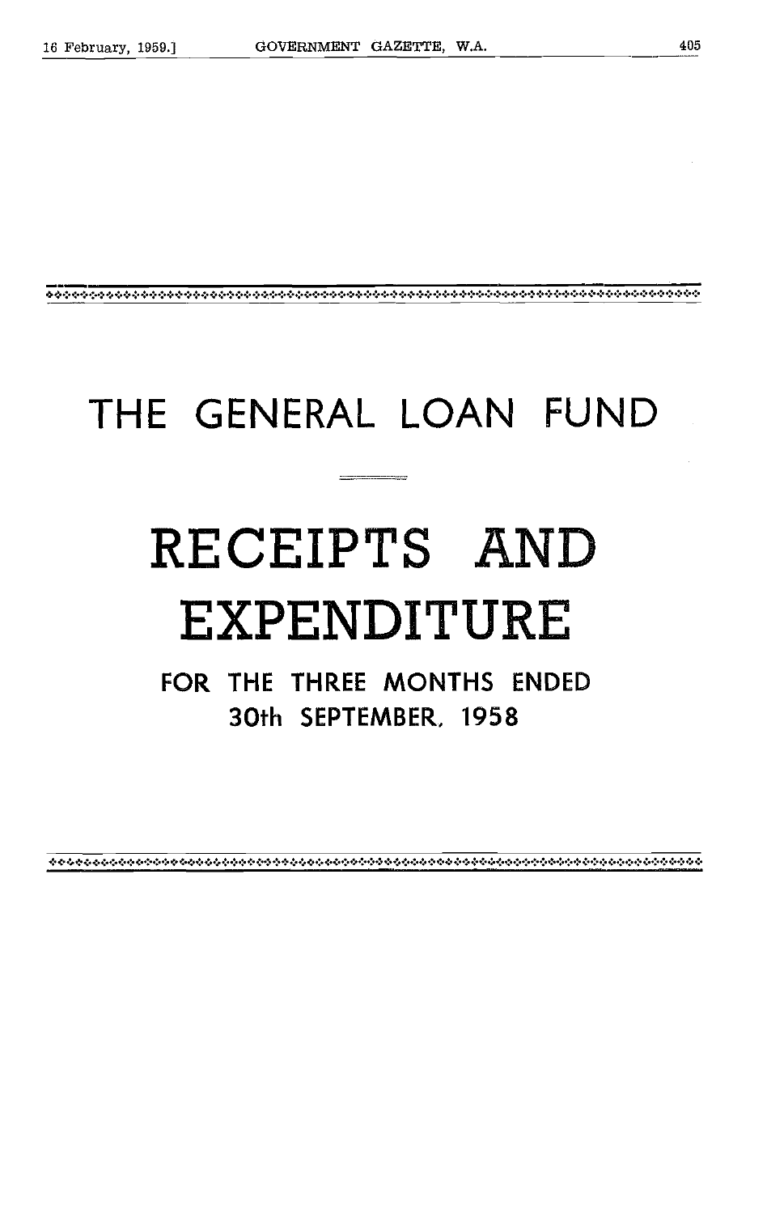# THE GENERAL LOAN FUND

# RECEIPTS AND EXPENDITURE

## FOR THE THREE MONTHS ENDED 30th SEPTEMBER, 1958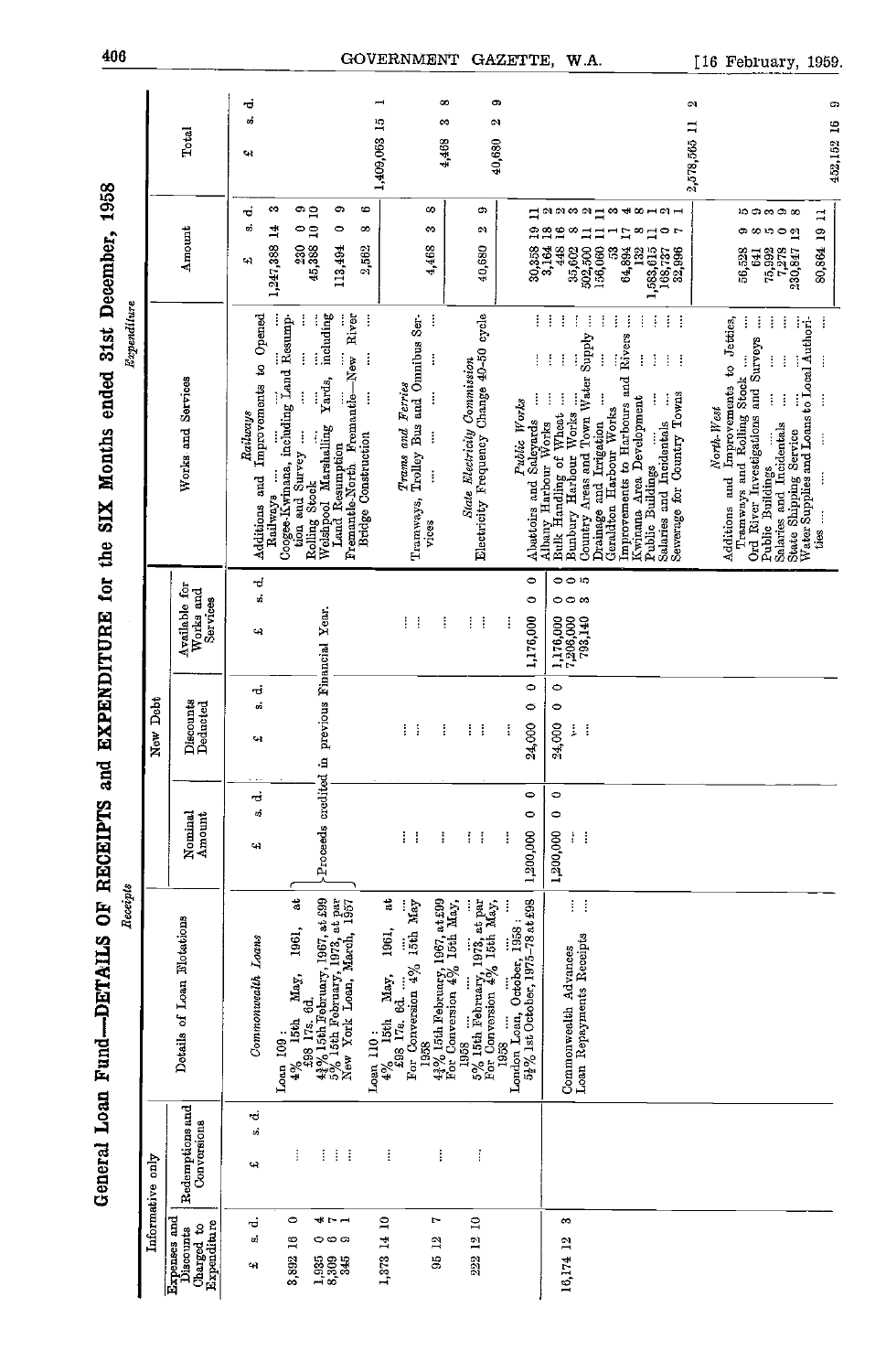# General Loan Fund—DETAILS OF RECEIPTS and EXPENDITURE for the SIX Months ended 31st December, 1958

## Receipts

| Informative only: Expenses and Discounts Charged to Expenditure £ s. d. | Informative only: Redemptions and Conversions £ s. d. | Details of Loan Flotations | New Debt: Nominal Amount £ s. d. | New Debt: Discounts Deducted £ s. d. | Available for Works and Services £ s. d. |
|---|---|---|---|---|---|
| | | *Commonwealth Loans* | | | |
| 3,892 16 0 | .... | Loan 109: 4% 15th May, 1961, at £98 17s. 6d. | Proceeds credited in previous Financial Year. | | |
| 1,935 0 4 | .... | 4½% 15th February, 1967, at £99 | | | |
| 8,309 6 7 | .... | 5% 15th February, 1973, at par | | | |
| 345 9 1 | .... | New York Loan, March, 1957 | | | |
| 1,373 14 10 | .... | Loan 110: 4% 15th May, 1961, at £98 17s. 6d. .... For Conversion 4% 15th May 1958 .... | .... | .... | .... |
| 95 12 7 | .... | 4½% 15th February, 1967, at £99 For Conversion 4% 15th May, 1958 .... | .... | .... | .... |
| 222 12 10 | .... | 5% 15th February, 1978, at par For Conversion 4% 15th May, 1958 .... | .... | .... | .... |
| | | London Loan, October, 1958: 5½% 1st October, 1975–78 at £98 | 1,200,000 0 0 | 24,000 0 0 | 1,176,000 0 0 |
| 16,174 12 3 | | | 1,200,000 0 0 | 24,000 0 0 | 1,176,000 0 0 |
| | | Commonwealth Advances .... | .... | .... | 7,206,000 0 0 |
| | | Loan Repayments Receipts .... | .... | .... | 793,140 3 5 |

## Expenditure

| Works and Services | Amount £ s. d. | Total £ s. d. |
|---|---|---|
| *Railways* | | |
| Additions and Improvements to Opened Railways .... | 1,247,388 14 3 | |
| Coogee-Kwinana, including Land Resumption and Survey .... | 230 0 9 | |
| Rolling Stock .... | 45,388 10 10 | |
| Welshpool Marshalling Yards, including Land Resumption .... | 113,494 0 9 | |
| Fremantle-North Fremantle—New River Bridge Construction .... | 2,562 8 6 | |
| | | 1,409,063 15 1 |
| *Trams and Ferries* | | |
| Tramways, Trolley Bus and Omnibus Services .... | 4,468 3 8 | 4,468 3 8 |
| *State Electricity Commission* | | |
| Electricity Frequency Change 40-50 cycle | 40,680 2 9 | 40,680 2 9 |
| *Public Works* | | |
| Abattoirs and Saleyards .... | 30,358 19 11 | |
| Albany Harbour Works .... | 3,164 18 2 | |
| Bulk Handling of Wheat .... | 448 16 2 | |
| Bunbury Harbour Works .... | 35,602 8 3 | |
| Country Areas and Town Water Supply .... | 502,500 11 2 | |
| Drainage and Irrigation .... | 156,060 11 11 | |
| Geraldton Harbour Works .... | 53 1 3 | |
| Improvements to Harbours and Rivers .... | 64,894 17 4 | |
| Kwinana Area Development .... | 132 8 8 | |
| Public Buildings .... | 1,583,615 11 1 | |
| Salaries and Incidentals .... | 168,737 0 2 | |
| Sewerage for Country Towns .... | 32,996 7 1 | |
| | | 2,578,565 11 2 |
| *North-West* | | |
| Additions and Improvements to Jetties, Tramways and Rolling Stock .... | 56,528 9 5 | |
| Ord River Investigations and Surveys .... | 641 8 9 | |
| Public Buildings .... | 75,992 5 3 | |
| Salaries and Incidentals .... | 7,278 0 9 | |
| State Shipping Service .... | 230,847 12 8 | |
| Water Supplies and Loans to Local Authorities .... | 80,864 19 11 | |
| | | 452,152 16 9 |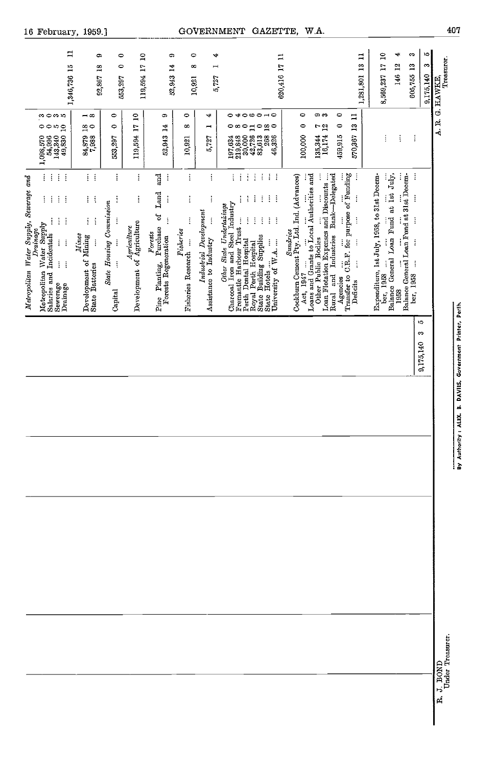| | | | |
|---|---|---|---|
| | | | 9,175,140 3 5 |

| | | |
|---|---|---|
| *Metropolitan Water Supply, Sewerage and Drainage* | | |
| Metropolitan Water Supply ... ... ... | 1,098,570 0 3 | |
| Salaries and Incidentals ... ... ... | 54,996 0 0 | |
| Sewerage ... ... ... ... | 143,340 5 3 | |
| Drainage ... ... ... ... | 49,830 10 5 | |
| | | 1,346,736 15 11 |
| *Mines* | | |
| Development of Mining ... ... ... | 84,879 18 1 | |
| State Batteries ... ... ... | 7,988 0 8 | |
| | | 92,867 18 9 |
| *State Housing Commission* | | |
| Capital ... ... ... ... | 553,297 0 0 | 553,297 0 0 |
| *Agriculture* | | |
| Development of Agriculture ... ... | 119,594 17 10 | 119,594 17 10 |
| *Forests* | | |
| Pine Planting, Purchase of Land and Forests Regeneration ... ... | 52,943 14 9 | 52,943 14 9 |
| *Fisheries* | | |
| Fisheries Research ... ... ... | 10,921 8 0 | 10,921 8 0 |
| *Industrial Development* | | |
| Assistance to Industry ... ... ... | 5,727 1 4 | 5,727 1 4 |
| *Other State Undertakings* | | |
| Charcoal Iron and Steel Industry ... | 197,634 0 0 | |
| Fremantle Harbour Trust ... ... | 219,848 8 4 | |
| Perth Dental Hospital ... ... | 30,000 0 0 | |
| Royal Perth Hospital ... ... | 42,726 11 6 | |
| State Building Supplies ... ... | 83,613 0 0 | |
| State Hotels ... ... ... ... | 268 18 1 | |
| University of W.A. ... ... ... | 46,326 0 0 | |
| | | 620,416 17 11 |
| *Sundries* | | |
| Cockburn Cement Pty. Ltd. Ind. (Advances) Act, 1947 ... ... ... | 100,000 0 0 | |
| Loans and Grants to Local Authorities and Other Public Bodies ... ... | 135,344 7 9 | |
| Loan Flotation Expenses and Discounts ... | 16,174 12 3 | |
| Rural and Industries Bank—Delegated Agencies ... ... ... | 459,915 0 0 | |
| Transfer to C.R.F. for purpose of Funding Deficits ... ... ... | 570,367 13 11 | |
| | | 1,281,801 13 11 |
| Expenditure, 1st July, 1958, to 31st December, 1958 ... ... ... | ... | 8,569,237 17 10 |
| Balance General Loan Fund at 1st July, 1958 ... ... ... ... | ... | 146 12 4 |
| Balance General Loan Fund at 31st December, 1958 ... ... ... | ... | 605,755 13 3 |
| | | 9,175,140 3 5 |

R. J. BOND
Under Treasurer.

A. R. G. HAWKE,
Treasurer.

By Authority: ALEX. B. DAVIES, Government Printer, Perth.